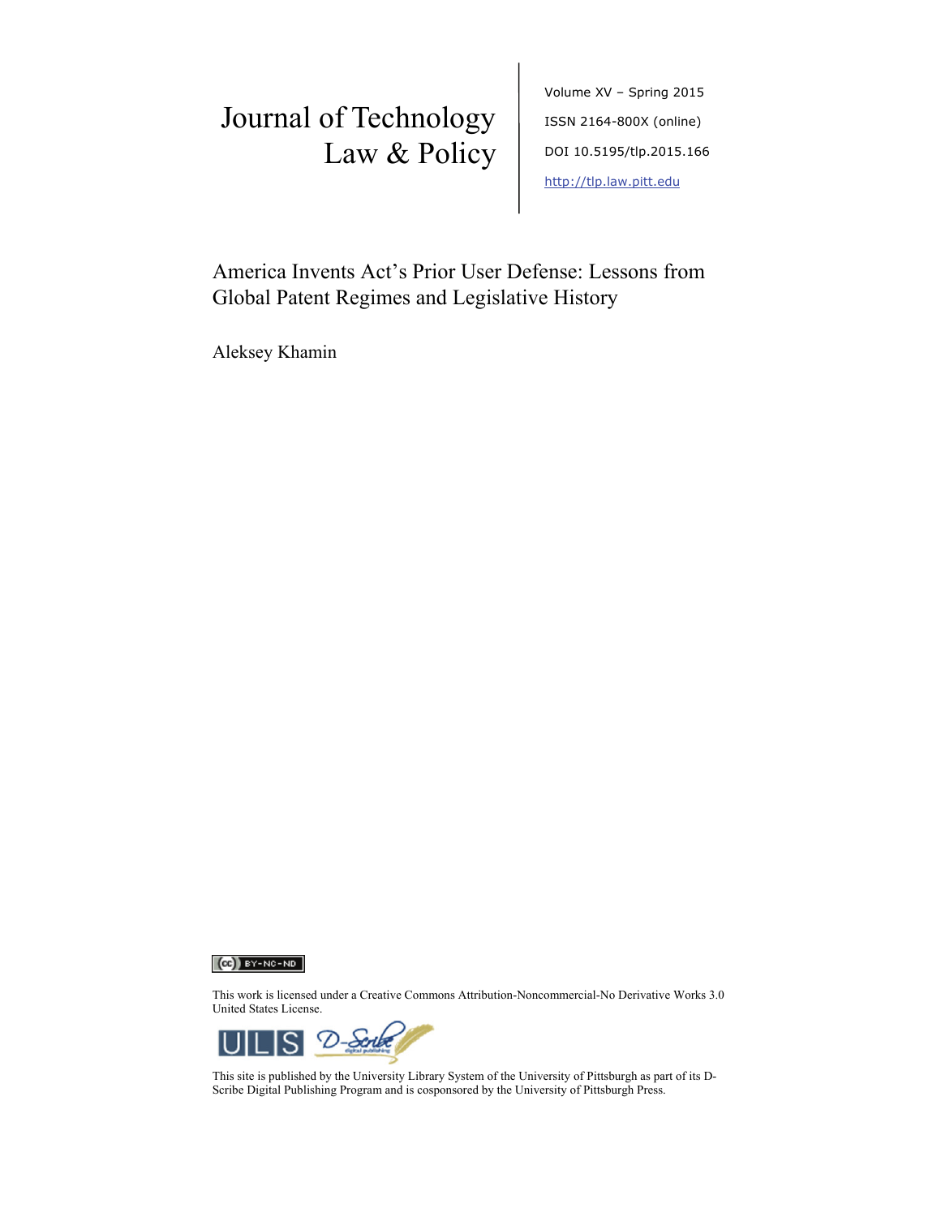Journal of Technology Law & Policy

Volume XV – Spring 2015

ISSN 2164-800X (online)

DOI 10.5195/tlp.2015.166

http://tlp.law.pitt.edu

# America Invents Act's Prior User Defense: Lessons from Global Patent Regimes and Legislative History

Aleksey Khamin

This work is licensed under a Creative Commons Attribution-Noncommercial-No Derivative Works 3.0 United States License.

This site is published by the University Library System of the University of Pittsburgh as part of its D-Scribe Digital Publishing Program and is cosponsored by the University of Pittsburgh Press.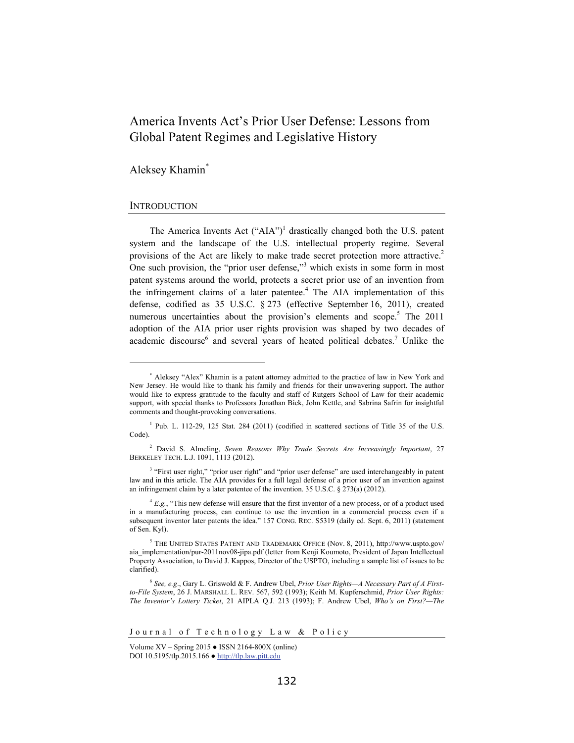# America Invents Act's Prior User Defense: Lessons from Global Patent Regimes and Legislative History

Aleksey Khamin*

## INTRODUCTION

The America Invents Act ("AIA")[1] drastically changed both the U.S. patent system and the landscape of the U.S. intellectual property regime. Several provisions of the Act are likely to make trade secret protection more attractive.[2] One such provision, the "prior user defense,"[3] which exists in some form in most patent systems around the world, protects a secret prior use of an invention from the infringement claims of a later patentee.[4] The AIA implementation of this defense, codified as 35 U.S.C. § 273 (effective September 16, 2011), created numerous uncertainties about the provision's elements and scope.[5] The 2011 adoption of the AIA prior user rights provision was shaped by two decades of academic discourse[6] and several years of heated political debates.[7] Unlike the

---

\* Aleksey "Alex" Khamin is a patent attorney admitted to the practice of law in New York and New Jersey. He would like to thank his family and friends for their unwavering support. The author would like to express gratitude to the faculty and staff of Rutgers School of Law for their academic support, with special thanks to Professors Jonathan Bick, John Kettle, and Sabrina Safrin for insightful comments and thought-provoking conversations.

[1] Pub. L. 112-29, 125 Stat. 284 (2011) (codified in scattered sections of Title 35 of the U.S. Code).

[2] David S. Almeling, *Seven Reasons Why Trade Secrets Are Increasingly Important*, 27 BERKELEY TECH. L.J. 1091, 1113 (2012).

[3] "First user right," "prior user right" and "prior user defense" are used interchangeably in patent law and in this article. The AIA provides for a full legal defense of a prior user of an invention against an infringement claim by a later patentee of the invention. 35 U.S.C. § 273(a) (2012).

[4] *E.g.*, "This new defense will ensure that the first inventor of a new process, or of a product used in a manufacturing process, can continue to use the invention in a commercial process even if a subsequent inventor later patents the idea." 157 CONG. REC. S5319 (daily ed. Sept. 6, 2011) (statement of Sen. Kyl).

[5] THE UNITED STATES PATENT AND TRADEMARK OFFICE (Nov. 8, 2011), http://www.uspto.gov/aia_implementation/pur-2011nov08-jipa.pdf (letter from Kenji Koumoto, President of Japan Intellectual Property Association, to David J. Kappos, Director of the USPTO, including a sample list of issues to be clarified).

[6] *See, e.g.*, Gary L. Griswold & F. Andrew Ubel, *Prior User Rights—A Necessary Part of A First-to-File System*, 26 J. MARSHALL L. REV. 567, 592 (1993); Keith M. Kupferschmid, *Prior User Rights: The Inventor's Lottery Ticket*, 21 AIPLA Q.J. 213 (1993); F. Andrew Ubel, *Who's on First?—The*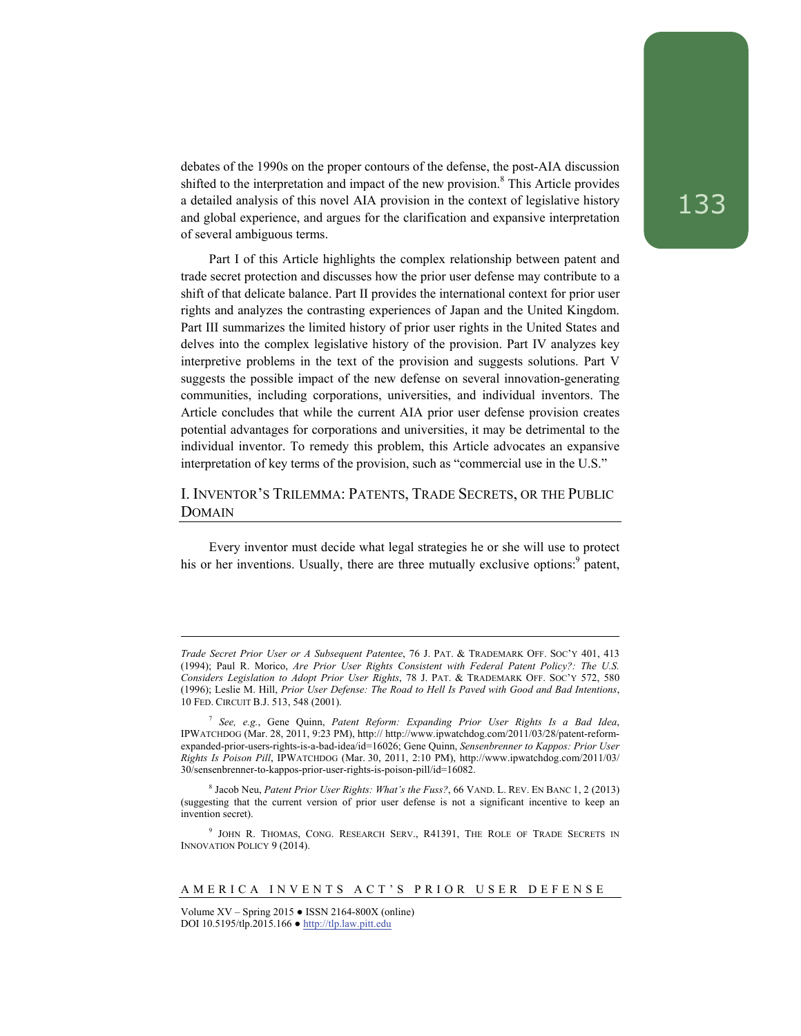debates of the 1990s on the proper contours of the defense, the post-AIA discussion shifted to the interpretation and impact of the new provision.[8] This Article provides a detailed analysis of this novel AIA provision in the context of legislative history and global experience, and argues for the clarification and expansive interpretation of several ambiguous terms.

Part I of this Article highlights the complex relationship between patent and trade secret protection and discusses how the prior user defense may contribute to a shift of that delicate balance. Part II provides the international context for prior user rights and analyzes the contrasting experiences of Japan and the United Kingdom. Part III summarizes the limited history of prior user rights in the United States and delves into the complex legislative history of the provision. Part IV analyzes key interpretive problems in the text of the provision and suggests solutions. Part V suggests the possible impact of the new defense on several innovation-generating communities, including corporations, universities, and individual inventors. The Article concludes that while the current AIA prior user defense provision creates potential advantages for corporations and universities, it may be detrimental to the individual inventor. To remedy this problem, this Article advocates an expansive interpretation of key terms of the provision, such as "commercial use in the U.S."

## I. Inventor's Trilemma: Patents, Trade Secrets, or the Public Domain

Every inventor must decide what legal strategies he or she will use to protect his or her inventions. Usually, there are three mutually exclusive options:[9] patent,

---

*Trade Secret Prior User or A Subsequent Patentee*, 76 J. PAT. & TRADEMARK OFF. SOC'Y 401, 413 (1994); Paul R. Morico, *Are Prior User Rights Consistent with Federal Patent Policy?: The U.S. Considers Legislation to Adopt Prior User Rights*, 78 J. PAT. & TRADEMARK OFF. SOC'Y 572, 580 (1996); Leslie M. Hill, *Prior User Defense: The Road to Hell Is Paved with Good and Bad Intentions*, 10 FED. CIRCUIT B.J. 513, 548 (2001).

[7] *See, e.g.*, Gene Quinn, *Patent Reform: Expanding Prior User Rights Is a Bad Idea*, IPWATCHDOG (Mar. 28, 2011, 9:23 PM), http:// http://www.ipwatchdog.com/2011/03/28/patent-reform-expanded-prior-users-rights-is-a-bad-idea/id=16026; Gene Quinn, *Sensenbrenner to Kappos: Prior User Rights Is Poison Pill*, IPWATCHDOG (Mar. 30, 2011, 2:10 PM), http://www.ipwatchdog.com/2011/03/30/sensenbrenner-to-kappos-prior-user-rights-is-poison-pill/id=16082.

[8] Jacob Neu, *Patent Prior User Rights: What's the Fuss?*, 66 VAND. L. REV. EN BANC 1, 2 (2013) (suggesting that the current version of prior user defense is not a significant incentive to keep an invention secret).

[9] JOHN R. THOMAS, CONG. RESEARCH SERV., R41391, THE ROLE OF TRADE SECRETS IN INNOVATION POLICY 9 (2014).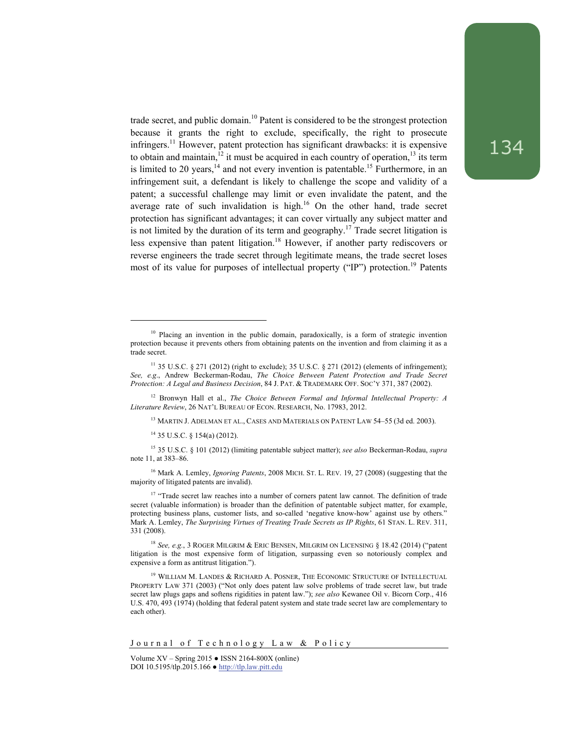trade secret, and public domain.[10] Patent is considered to be the strongest protection because it grants the right to exclude, specifically, the right to prosecute infringers.[11] However, patent protection has significant drawbacks: it is expensive to obtain and maintain,[12] it must be acquired in each country of operation,[13] its term is limited to 20 years,[14] and not every invention is patentable.[15] Furthermore, in an infringement suit, a defendant is likely to challenge the scope and validity of a patent; a successful challenge may limit or even invalidate the patent, and the average rate of such invalidation is high.[16] On the other hand, trade secret protection has significant advantages; it can cover virtually any subject matter and is not limited by the duration of its term and geography.[17] Trade secret litigation is less expensive than patent litigation.[18] However, if another party rediscovers or reverse engineers the trade secret through legitimate means, the trade secret loses most of its value for purposes of intellectual property ("IP") protection.[19] Patents

---

[10] Placing an invention in the public domain, paradoxically, is a form of strategic invention protection because it prevents others from obtaining patents on the invention and from claiming it as a trade secret.

[11] 35 U.S.C. § 271 (2012) (right to exclude); 35 U.S.C. § 271 (2012) (elements of infringement); *See, e.g.*, Andrew Beckerman-Rodau, *The Choice Between Patent Protection and Trade Secret Protection: A Legal and Business Decision*, 84 J. PAT. & TRADEMARK OFF. SOC'Y 371, 387 (2002).

[12] Bronwyn Hall et al., *The Choice Between Formal and Informal Intellectual Property: A Literature Review*, 26 NAT'L BUREAU OF ECON. RESEARCH, No. 17983, 2012.

[13] MARTIN J. ADELMAN ET AL., CASES AND MATERIALS ON PATENT LAW 54–55 (3d ed. 2003).

[14] 35 U.S.C. § 154(a) (2012).

[15] 35 U.S.C. § 101 (2012) (limiting patentable subject matter); *see also* Beckerman-Rodau, *supra* note 11, at 383–86.

[16] Mark A. Lemley, *Ignoring Patents*, 2008 MICH. ST. L. REV. 19, 27 (2008) (suggesting that the majority of litigated patents are invalid).

[17] "Trade secret law reaches into a number of corners patent law cannot. The definition of trade secret (valuable information) is broader than the definition of patentable subject matter, for example, protecting business plans, customer lists, and so-called 'negative know-how' against use by others." Mark A. Lemley, *The Surprising Virtues of Treating Trade Secrets as IP Rights*, 61 STAN. L. REV. 311, 331 (2008).

[18] *See, e.g.*, 3 ROGER MILGRIM & ERIC BENSEN, MILGRIM ON LICENSING § 18.42 (2014) ("patent litigation is the most expensive form of litigation, surpassing even so notoriously complex and expensive a form as antitrust litigation.").

[19] WILLIAM M. LANDES & RICHARD A. POSNER, THE ECONOMIC STRUCTURE OF INTELLECTUAL PROPERTY LAW 371 (2003) ("Not only does patent law solve problems of trade secret law, but trade secret law plugs gaps and softens rigidities in patent law."); *see also* Kewanee Oil v. Bicorn Corp., 416 U.S. 470, 493 (1974) (holding that federal patent system and state trade secret law are complementary to each other).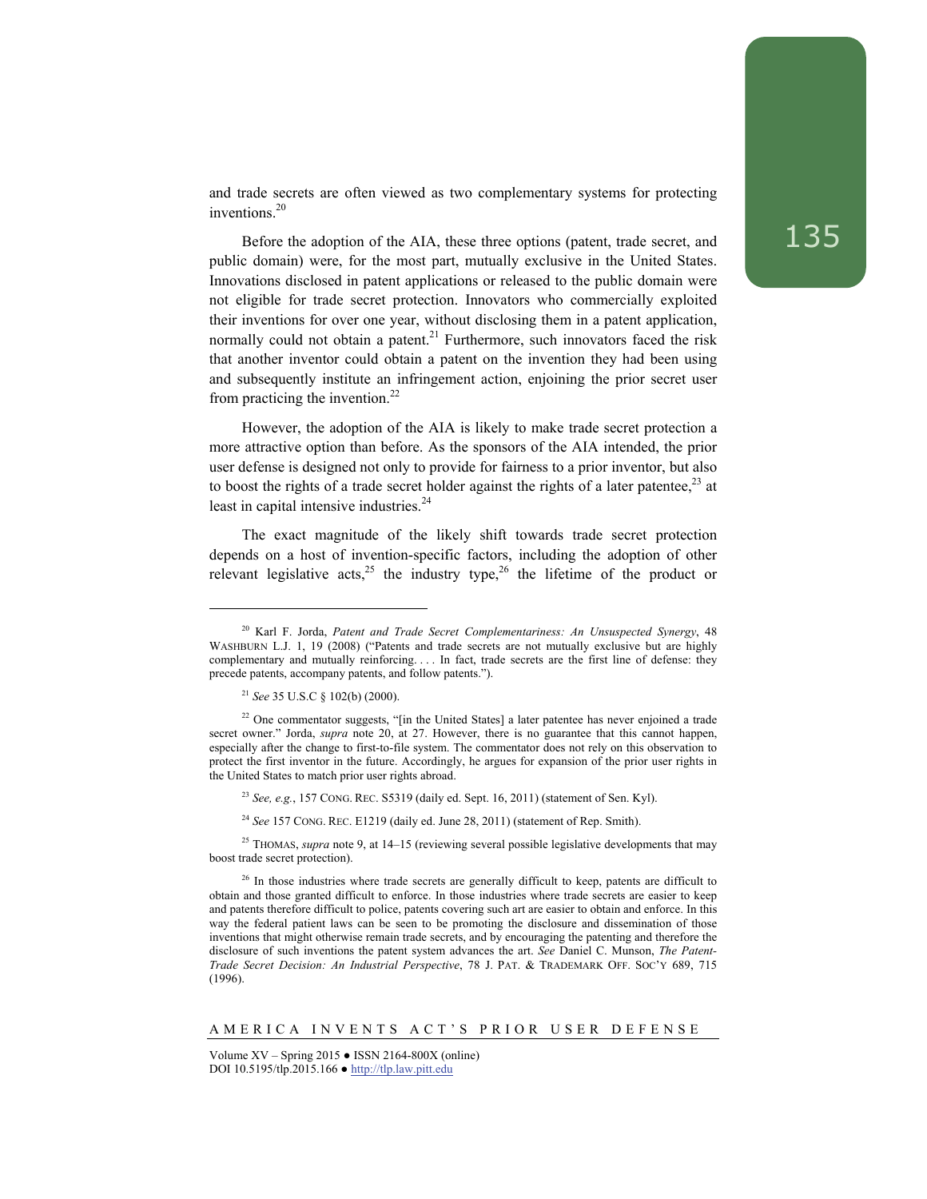and trade secrets are often viewed as two complementary systems for protecting inventions.[20]

Before the adoption of the AIA, these three options (patent, trade secret, and public domain) were, for the most part, mutually exclusive in the United States. Innovations disclosed in patent applications or released to the public domain were not eligible for trade secret protection. Innovators who commercially exploited their inventions for over one year, without disclosing them in a patent application, normally could not obtain a patent.[21] Furthermore, such innovators faced the risk that another inventor could obtain a patent on the invention they had been using and subsequently institute an infringement action, enjoining the prior secret user from practicing the invention.[22]

However, the adoption of the AIA is likely to make trade secret protection a more attractive option than before. As the sponsors of the AIA intended, the prior user defense is designed not only to provide for fairness to a prior inventor, but also to boost the rights of a trade secret holder against the rights of a later patentee,[23] at least in capital intensive industries.[24]

The exact magnitude of the likely shift towards trade secret protection depends on a host of invention-specific factors, including the adoption of other relevant legislative acts,[25] the industry type,[26] the lifetime of the product or

---

[20] Karl F. Jorda, *Patent and Trade Secret Complementariness: An Unsuspected Synergy*, 48 WASHBURN L.J. 1, 19 (2008) ("Patents and trade secrets are not mutually exclusive but are highly complementary and mutually reinforcing. . . . In fact, trade secrets are the first line of defense: they precede patents, accompany patents, and follow patents.").

[21] *See* 35 U.S.C § 102(b) (2000).

[22] One commentator suggests, "[in the United States] a later patentee has never enjoined a trade secret owner." Jorda, *supra* note 20, at 27. However, there is no guarantee that this cannot happen, especially after the change to first-to-file system. The commentator does not rely on this observation to protect the first inventor in the future. Accordingly, he argues for expansion of the prior user rights in the United States to match prior user rights abroad.

[23] *See, e.g.*, 157 CONG. REC. S5319 (daily ed. Sept. 16, 2011) (statement of Sen. Kyl).

[24] *See* 157 CONG. REC. E1219 (daily ed. June 28, 2011) (statement of Rep. Smith).

[25] THOMAS, *supra* note 9, at 14–15 (reviewing several possible legislative developments that may boost trade secret protection).

[26] In those industries where trade secrets are generally difficult to keep, patents are difficult to obtain and those granted difficult to enforce. In those industries where trade secrets are easier to keep and patents therefore difficult to police, patents covering such art are easier to obtain and enforce. In this way the federal patient laws can be seen to be promoting the disclosure and dissemination of those inventions that might otherwise remain trade secrets, and by encouraging the patenting and therefore the disclosure of such inventions the patent system advances the art. *See* Daniel C. Munson, *The Patent-Trade Secret Decision: An Industrial Perspective*, 78 J. PAT. & TRADEMARK OFF. SOC'Y 689, 715 (1996).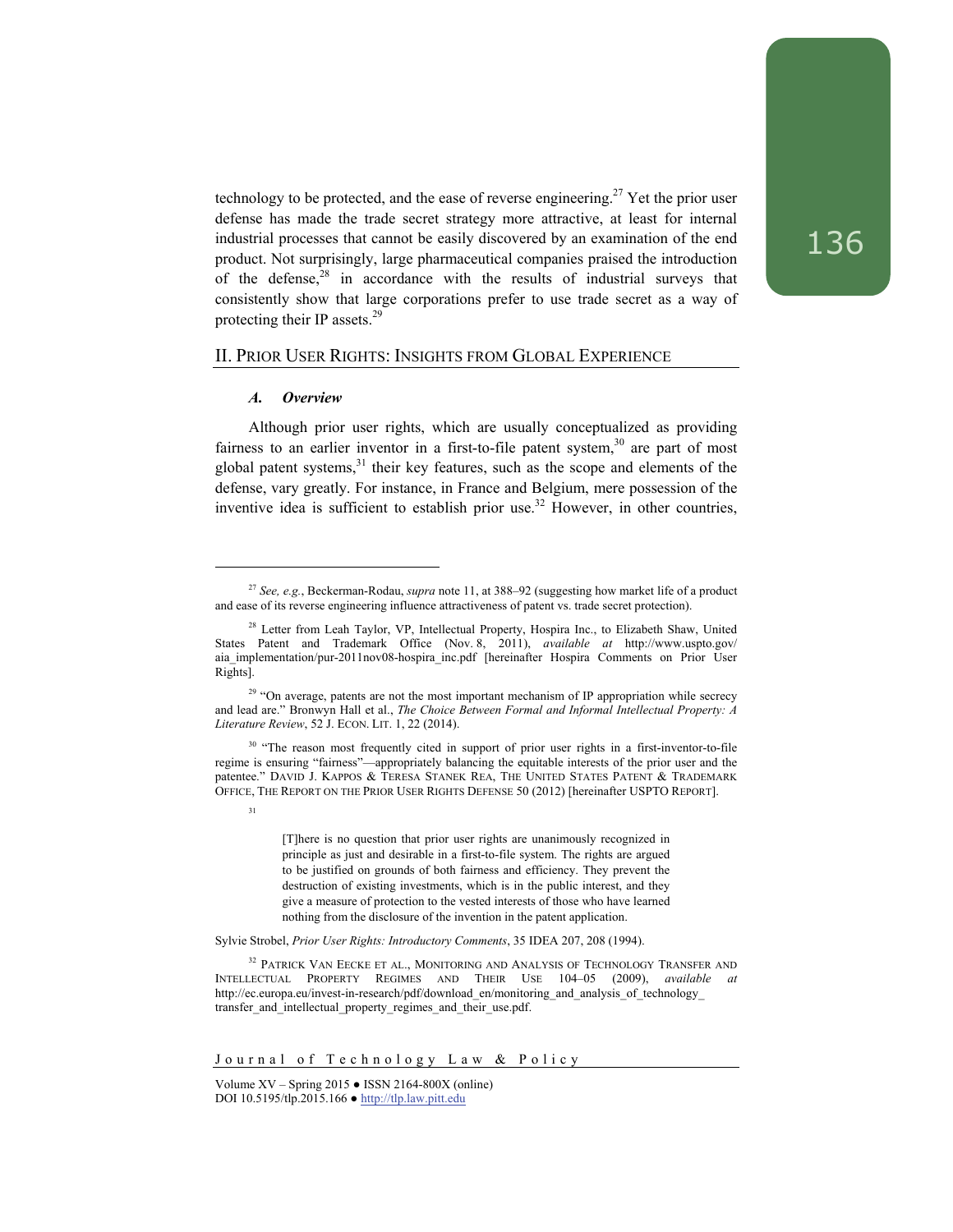technology to be protected, and the ease of reverse engineering.[27] Yet the prior user defense has made the trade secret strategy more attractive, at least for internal industrial processes that cannot be easily discovered by an examination of the end product. Not surprisingly, large pharmaceutical companies praised the introduction of the defense,[28] in accordance with the results of industrial surveys that consistently show that large corporations prefer to use trade secret as a way of protecting their IP assets.[29]

## II. Prior User Rights: Insights from Global Experience

### *A. Overview*

Although prior user rights, which are usually conceptualized as providing fairness to an earlier inventor in a first-to-file patent system,[30] are part of most global patent systems,[31] their key features, such as the scope and elements of the defense, vary greatly. For instance, in France and Belgium, mere possession of the inventive idea is sufficient to establish prior use.[32] However, in other countries,

---

[27] *See, e.g.*, Beckerman-Rodau, *supra* note 11, at 388–92 (suggesting how market life of a product and ease of its reverse engineering influence attractiveness of patent vs. trade secret protection).

[28] Letter from Leah Taylor, VP, Intellectual Property, Hospira Inc., to Elizabeth Shaw, United States Patent and Trademark Office (Nov. 8, 2011), *available at* http://www.uspto.gov/aia_implementation/pur-2011nov08-hospira_inc.pdf [hereinafter Hospira Comments on Prior User Rights].

[29] "On average, patents are not the most important mechanism of IP appropriation while secrecy and lead are." Bronwyn Hall et al., *The Choice Between Formal and Informal Intellectual Property: A Literature Review*, 52 J. Econ. Lit. 1, 22 (2014).

[30] "The reason most frequently cited in support of prior user rights in a first-inventor-to-file regime is ensuring "fairness"—appropriately balancing the equitable interests of the prior user and the patentee." David J. Kappos & Teresa Stanek Rea, The United States Patent & Trademark Office, The Report on the Prior User Rights Defense 50 (2012) [hereinafter USPTO Report].

[31]

> [T]here is no question that prior user rights are unanimously recognized in principle as just and desirable in a first-to-file system. The rights are argued to be justified on grounds of both fairness and efficiency. They prevent the destruction of existing investments, which is in the public interest, and they give a measure of protection to the vested interests of those who have learned nothing from the disclosure of the invention in the patent application.

Sylvie Strobel, *Prior User Rights: Introductory Comments*, 35 IDEA 207, 208 (1994).

[32] Patrick Van Eecke et al., Monitoring and Analysis of Technology Transfer and Intellectual Property Regimes and Their Use 104–05 (2009), *available at* http://ec.europa.eu/invest-in-research/pdf/download_en/monitoring_and_analysis_of_technology_transfer_and_intellectual_property_regimes_and_their_use.pdf.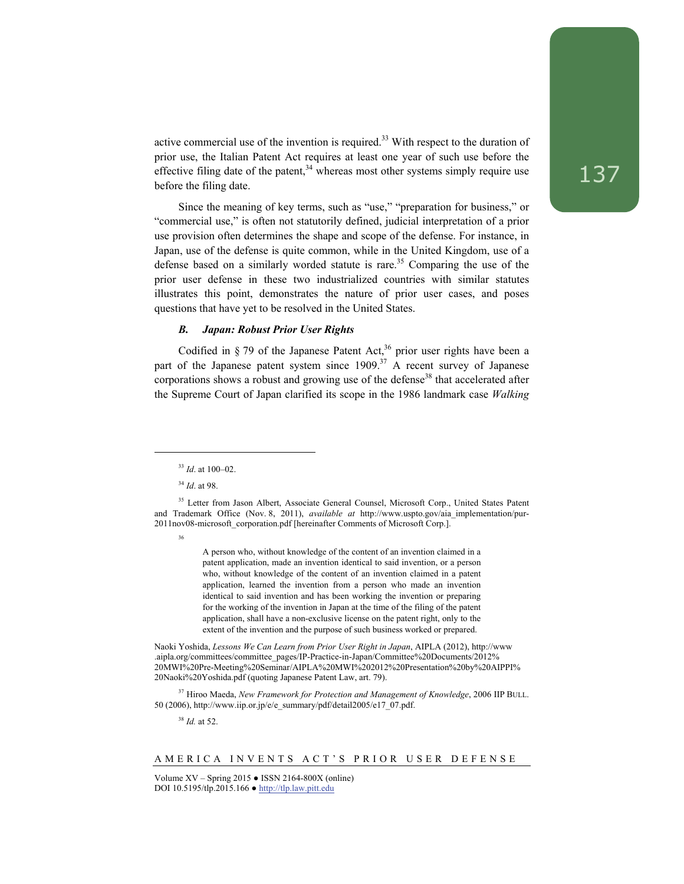active commercial use of the invention is required.[33] With respect to the duration of prior use, the Italian Patent Act requires at least one year of such use before the effective filing date of the patent,[34] whereas most other systems simply require use before the filing date.

Since the meaning of key terms, such as "use," "preparation for business," or "commercial use," is often not statutorily defined, judicial interpretation of a prior use provision often determines the shape and scope of the defense. For instance, in Japan, use of the defense is quite common, while in the United Kingdom, use of a defense based on a similarly worded statute is rare.[35] Comparing the use of the prior user defense in these two industrialized countries with similar statutes illustrates this point, demonstrates the nature of prior user cases, and poses questions that have yet to be resolved in the United States.

### *B. Japan: Robust Prior User Rights*

Codified in § 79 of the Japanese Patent Act,[36] prior user rights have been a part of the Japanese patent system since 1909.[37] A recent survey of Japanese corporations shows a robust and growing use of the defense[38] that accelerated after the Supreme Court of Japan clarified its scope in the 1986 landmark case *Walking*

---

[33] *Id*. at 100–02.

[34] *Id*. at 98.

[35] Letter from Jason Albert, Associate General Counsel, Microsoft Corp., United States Patent and Trademark Office (Nov. 8, 2011), *available at* http://www.uspto.gov/aia_implementation/pur-2011nov08-microsoft_corporation.pdf [hereinafter Comments of Microsoft Corp.].

[36]

> A person who, without knowledge of the content of an invention claimed in a patent application, made an invention identical to said invention, or a person who, without knowledge of the content of an invention claimed in a patent application, learned the invention from a person who made an invention identical to said invention and has been working the invention or preparing for the working of the invention in Japan at the time of the filing of the patent application, shall have a non-exclusive license on the patent right, only to the extent of the invention and the purpose of such business worked or prepared.

Naoki Yoshida, *Lessons We Can Learn from Prior User Right in Japan*, AIPLA (2012), http://www.aipla.org/committees/committee_pages/IP-Practice-in-Japan/Committee%20Documents/2012%20MWI%20Pre-Meeting%20Seminar/AIPLA%20MWI%202012%20Presentation%20by%20AIPPI%20Naoki%20Yoshida.pdf (quoting Japanese Patent Law, art. 79).

[37] Hiroo Maeda, *New Framework for Protection and Management of Knowledge*, 2006 IIP BULL. 50 (2006), http://www.iip.or.jp/e/e_summary/pdf/detail2005/e17_07.pdf.

[38] *Id.* at 52.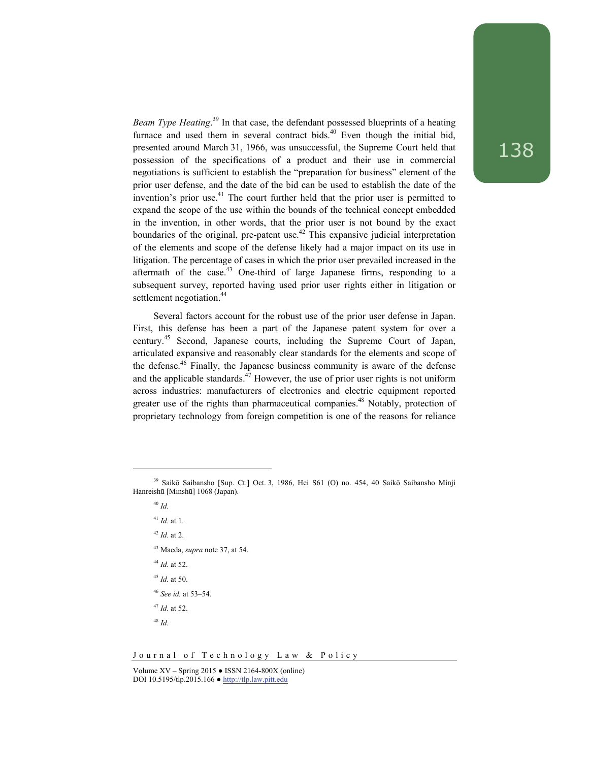*Beam Type Heating*.[39] In that case, the defendant possessed blueprints of a heating furnace and used them in several contract bids.[40] Even though the initial bid, presented around March 31, 1966, was unsuccessful, the Supreme Court held that possession of the specifications of a product and their use in commercial negotiations is sufficient to establish the "preparation for business" element of the prior user defense, and the date of the bid can be used to establish the date of the invention's prior use.[41] The court further held that the prior user is permitted to expand the scope of the use within the bounds of the technical concept embedded in the invention, in other words, that the prior user is not bound by the exact boundaries of the original, pre-patent use.[42] This expansive judicial interpretation of the elements and scope of the defense likely had a major impact on its use in litigation. The percentage of cases in which the prior user prevailed increased in the aftermath of the case.[43] One-third of large Japanese firms, responding to a subsequent survey, reported having used prior user rights either in litigation or settlement negotiation.[44]

Several factors account for the robust use of the prior user defense in Japan. First, this defense has been a part of the Japanese patent system for over a century.[45] Second, Japanese courts, including the Supreme Court of Japan, articulated expansive and reasonably clear standards for the elements and scope of the defense.[46] Finally, the Japanese business community is aware of the defense and the applicable standards.[47] However, the use of prior user rights is not uniform across industries: manufacturers of electronics and electric equipment reported greater use of the rights than pharmaceutical companies.[48] Notably, protection of proprietary technology from foreign competition is one of the reasons for reliance

---

[39] Saikō Saibansho [Sup. Ct.] Oct. 3, 1986, Hei S61 (O) no. 454, 40 Saikō Saibansho Minji Hanreishū [Minshū] 1068 (Japan).

[40] *Id.*

[41] *Id.* at 1.

[42] *Id.* at 2.

[43] Maeda, *supra* note 37, at 54.

[44] *Id.* at 52.

[45] *Id.* at 50.

[46] *See id.* at 53–54.

[47] *Id.* at 52.

[48] *Id.*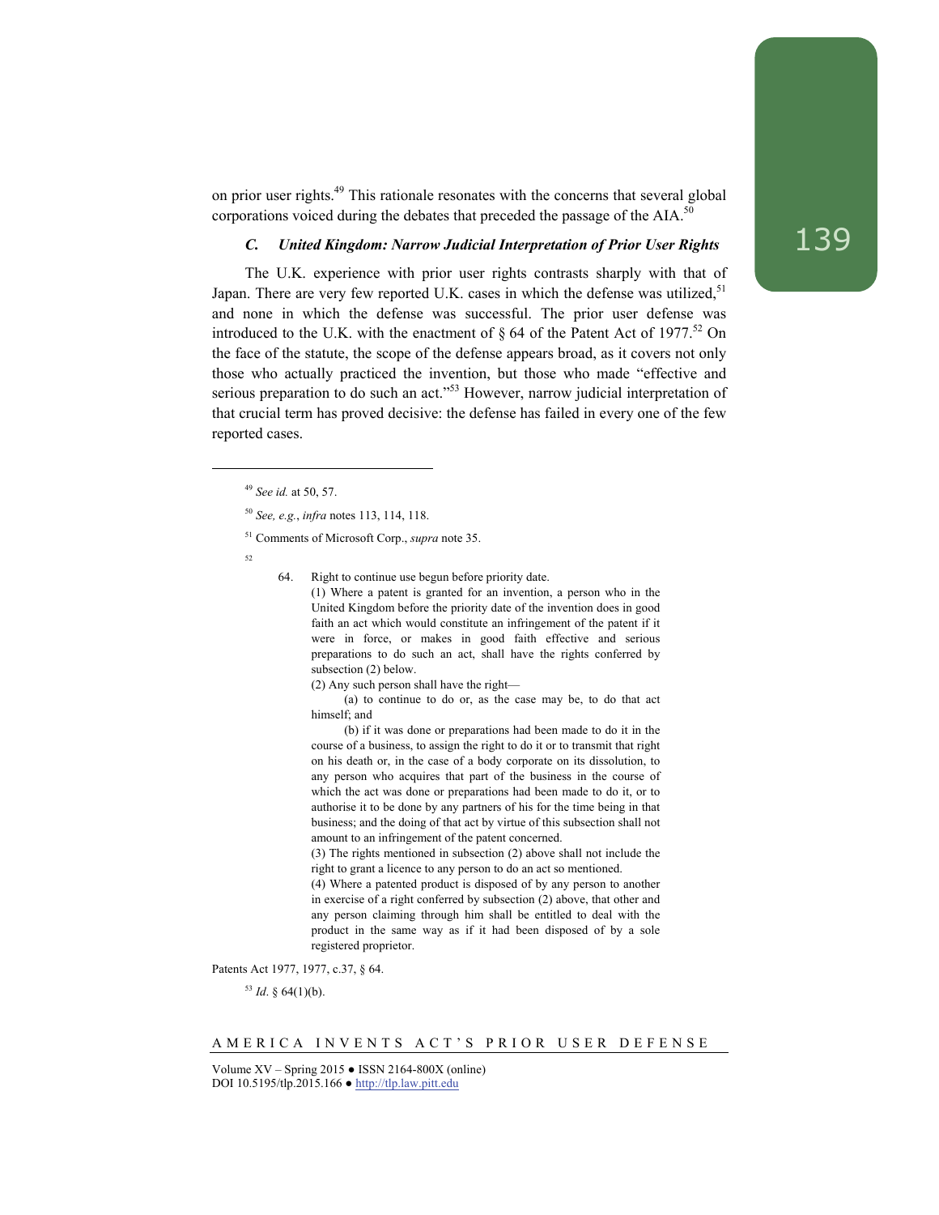on prior user rights.[49] This rationale resonates with the concerns that several global corporations voiced during the debates that preceded the passage of the AIA.[50]

### *C. United Kingdom: Narrow Judicial Interpretation of Prior User Rights*

The U.K. experience with prior user rights contrasts sharply with that of Japan. There are very few reported U.K. cases in which the defense was utilized,[51] and none in which the defense was successful. The prior user defense was introduced to the U.K. with the enactment of § 64 of the Patent Act of 1977.[52] On the face of the statute, the scope of the defense appears broad, as it covers not only those who actually practiced the invention, but those who made "effective and serious preparation to do such an act."[53] However, narrow judicial interpretation of that crucial term has proved decisive: the defense has failed in every one of the few reported cases.

---

[49] *See id.* at 50, 57.

[50] *See, e.g.*, *infra* notes 113, 114, 118.

[51] Comments of Microsoft Corp., *supra* note 35.

[52]

> 64. Right to continue use begun before priority date.
>
> (1) Where a patent is granted for an invention, a person who in the United Kingdom before the priority date of the invention does in good faith an act which would constitute an infringement of the patent if it were in force, or makes in good faith effective and serious preparations to do such an act, shall have the rights conferred by subsection (2) below.
>
> (2) Any such person shall have the right—
>
> (a) to continue to do or, as the case may be, to do that act himself; and
>
> (b) if it was done or preparations had been made to do it in the course of a business, to assign the right to do it or to transmit that right on his death or, in the case of a body corporate on its dissolution, to any person who acquires that part of the business in the course of which the act was done or preparations had been made to do it, or to authorise it to be done by any partners of his for the time being in that business; and the doing of that act by virtue of this subsection shall not amount to an infringement of the patent concerned.
>
> (3) The rights mentioned in subsection (2) above shall not include the right to grant a licence to any person to do an act so mentioned.
>
> (4) Where a patented product is disposed of by any person to another in exercise of a right conferred by subsection (2) above, that other and any person claiming through him shall be entitled to deal with the product in the same way as if it had been disposed of by a sole registered proprietor.

Patents Act 1977, 1977, c.37, § 64.

[53] *Id.* § 64(1)(b).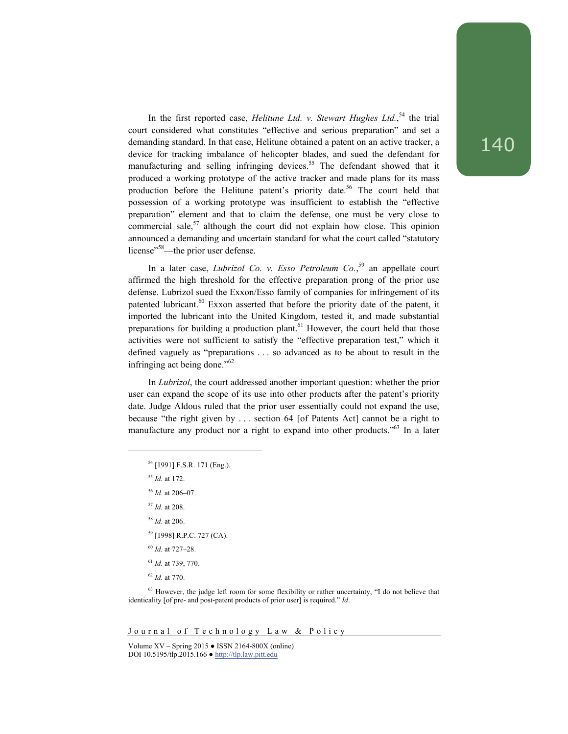In the first reported case, *Helitune Ltd. v. Stewart Hughes Ltd.*,[54] the trial court considered what constitutes "effective and serious preparation" and set a demanding standard. In that case, Helitune obtained a patent on an active tracker, a device for tracking imbalance of helicopter blades, and sued the defendant for manufacturing and selling infringing devices.[55] The defendant showed that it produced a working prototype of the active tracker and made plans for its mass production before the Helitune patent's priority date.[56] The court held that possession of a working prototype was insufficient to establish the "effective preparation" element and that to claim the defense, one must be very close to commercial sale,[57] although the court did not explain how close. This opinion announced a demanding and uncertain standard for what the court called "statutory license"[58]—the prior user defense.

In a later case, *Lubrizol Co. v. Esso Petroleum Co.*,[59] an appellate court affirmed the high threshold for the effective preparation prong of the prior use defense. Lubrizol sued the Exxon/Esso family of companies for infringement of its patented lubricant.[60] Exxon asserted that before the priority date of the patent, it imported the lubricant into the United Kingdom, tested it, and made substantial preparations for building a production plant.[61] However, the court held that those activities were not sufficient to satisfy the "effective preparation test," which it defined vaguely as "preparations . . . so advanced as to be about to result in the infringing act being done."[62]

In *Lubrizol*, the court addressed another important question: whether the prior user can expand the scope of its use into other products after the patent's priority date. Judge Aldous ruled that the prior user essentially could not expand the use, because "the right given by . . . section 64 [of Patents Act] cannot be a right to manufacture any product nor a right to expand into other products."[63] In a later

---

[54] [1991] F.S.R. 171 (Eng.).

[55] *Id.* at 172.

[56] *Id.* at 206–07.

[57] *Id.* at 208.

[58] *Id*. at 206.

[59] [1998] R.P.C. 727 (CA).

[60] *Id.* at 727–28.

[61] *Id.* at 739, 770.

[62] *Id.* at 770.

[63] However, the judge left room for some flexibility or rather uncertainty, "I do not believe that identicality [of pre- and post-patent products of prior user] is required." *Id*.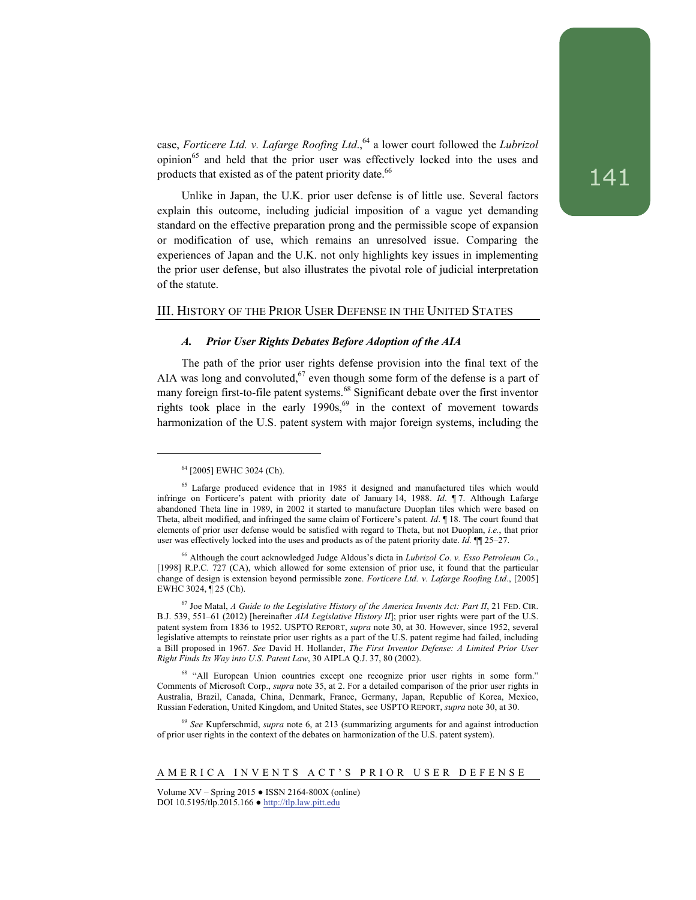case, *Forticere Ltd. v. Lafarge Roofing Ltd.*,[64] a lower court followed the *Lubrizol* opinion[65] and held that the prior user was effectively locked into the uses and products that existed as of the patent priority date.[66]

Unlike in Japan, the U.K. prior user defense is of little use. Several factors explain this outcome, including judicial imposition of a vague yet demanding standard on the effective preparation prong and the permissible scope of expansion or modification of use, which remains an unresolved issue. Comparing the experiences of Japan and the U.K. not only highlights key issues in implementing the prior user defense, but also illustrates the pivotal role of judicial interpretation of the statute.

## III. History of the Prior User Defense in the United States

### *A. Prior User Rights Debates Before Adoption of the AIA*

The path of the prior user rights defense provision into the final text of the AIA was long and convoluted,[67] even though some form of the defense is a part of many foreign first-to-file patent systems.[68] Significant debate over the first inventor rights took place in the early 1990s,[69] in the context of movement towards harmonization of the U.S. patent system with major foreign systems, including the

---

[64] [2005] EWHC 3024 (Ch).

[65] Lafarge produced evidence that in 1985 it designed and manufactured tiles which would infringe on Forticere's patent with priority date of January 14, 1988. *Id*. ¶ 7. Although Lafarge abandoned Theta line in 1989, in 2002 it started to manufacture Duoplan tiles which were based on Theta, albeit modified, and infringed the same claim of Forticere's patent. *Id*. ¶ 18. The court found that elements of prior user defense would be satisfied with regard to Theta, but not Duoplan, *i.e.*, that prior user was effectively locked into the uses and products as of the patent priority date. *Id*. ¶¶ 25–27.

[66] Although the court acknowledged Judge Aldous's dicta in *Lubrizol Co. v. Esso Petroleum Co.*, [1998] R.P.C. 727 (CA), which allowed for some extension of prior use, it found that the particular change of design is extension beyond permissible zone. *Forticere Ltd. v. Lafarge Roofing Ltd*., [2005] EWHC 3024, ¶ 25 (Ch).

[67] Joe Matal, *A Guide to the Legislative History of the America Invents Act: Part II*, 21 FED. CIR. B.J. 539, 551–61 (2012) [hereinafter *AIA Legislative History II*]; prior user rights were part of the U.S. patent system from 1836 to 1952. USPTO REPORT, *supra* note 30, at 30. However, since 1952, several legislative attempts to reinstate prior user rights as a part of the U.S. patent regime had failed, including a Bill proposed in 1967. *See* David H. Hollander, *The First Inventor Defense: A Limited Prior User Right Finds Its Way into U.S. Patent Law*, 30 AIPLA Q.J. 37, 80 (2002).

[68] "All European Union countries except one recognize prior user rights in some form." Comments of Microsoft Corp., *supra* note 35, at 2. For a detailed comparison of the prior user rights in Australia, Brazil, Canada, China, Denmark, France, Germany, Japan, Republic of Korea, Mexico, Russian Federation, United Kingdom, and United States, see USPTO REPORT, *supra* note 30, at 30.

[69] *See* Kupferschmid, *supra* note 6, at 213 (summarizing arguments for and against introduction of prior user rights in the context of the debates on harmonization of the U.S. patent system).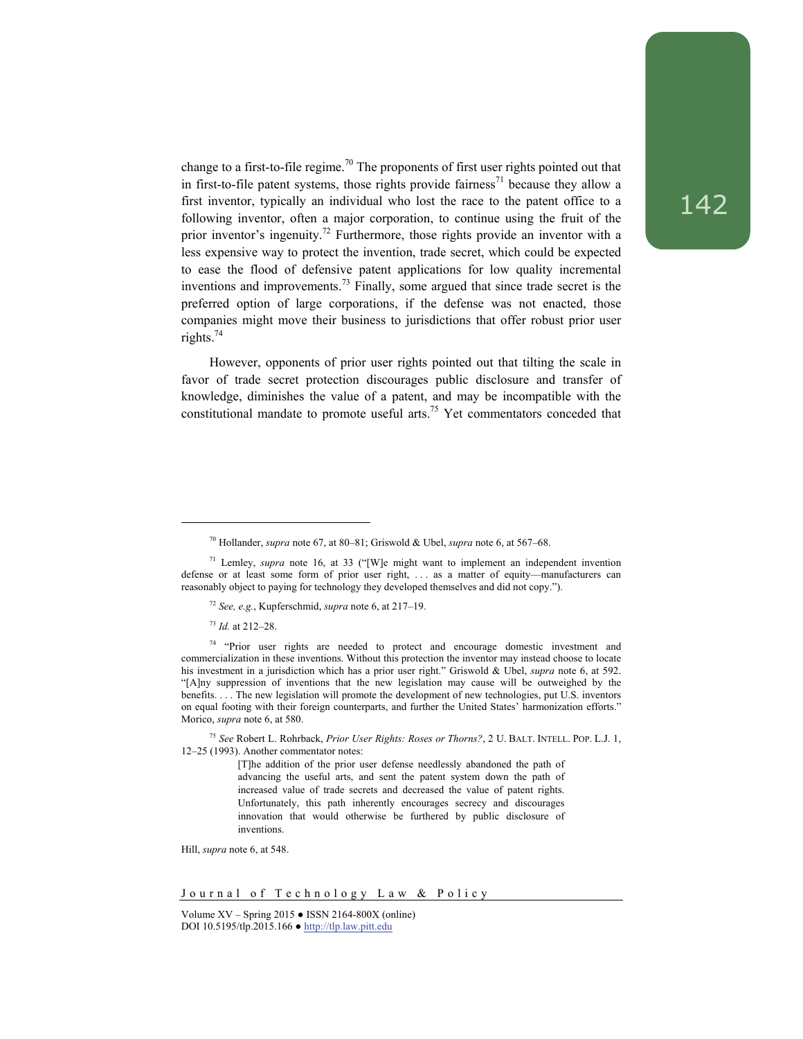change to a first-to-file regime.[70] The proponents of first user rights pointed out that in first-to-file patent systems, those rights provide fairness[71] because they allow a first inventor, typically an individual who lost the race to the patent office to a following inventor, often a major corporation, to continue using the fruit of the prior inventor's ingenuity.[72] Furthermore, those rights provide an inventor with a less expensive way to protect the invention, trade secret, which could be expected to ease the flood of defensive patent applications for low quality incremental inventions and improvements.[73] Finally, some argued that since trade secret is the preferred option of large corporations, if the defense was not enacted, those companies might move their business to jurisdictions that offer robust prior user rights.[74]

However, opponents of prior user rights pointed out that tilting the scale in favor of trade secret protection discourages public disclosure and transfer of knowledge, diminishes the value of a patent, and may be incompatible with the constitutional mandate to promote useful arts.[75] Yet commentators conceded that

---

[70] Hollander, *supra* note 67, at 80–81; Griswold & Ubel, *supra* note 6, at 567–68.

[71] Lemley, *supra* note 16, at 33 ("[W]e might want to implement an independent invention defense or at least some form of prior user right, . . . as a matter of equity—manufacturers can reasonably object to paying for technology they developed themselves and did not copy.").

[72] *See, e.g.*, Kupferschmid, *supra* note 6, at 217–19.

[73] *Id.* at 212–28.

[74] "Prior user rights are needed to protect and encourage domestic investment and commercialization in these inventions. Without this protection the inventor may instead choose to locate his investment in a jurisdiction which has a prior user right." Griswold & Ubel, *supra* note 6, at 592. "[A]ny suppression of inventions that the new legislation may cause will be outweighed by the benefits. . . . The new legislation will promote the development of new technologies, put U.S. inventors on equal footing with their foreign counterparts, and further the United States' harmonization efforts." Morico, *supra* note 6, at 580.

[75] *See* Robert L. Rohrback, *Prior User Rights: Roses or Thorns?*, 2 U. BALT. INTELL. POP. L.J. 1, 12–25 (1993). Another commentator notes:

> [T]he addition of the prior user defense needlessly abandoned the path of advancing the useful arts, and sent the patent system down the path of increased value of trade secrets and decreased the value of patent rights. Unfortunately, this path inherently encourages secrecy and discourages innovation that would otherwise be furthered by public disclosure of inventions.

Hill, *supra* note 6, at 548.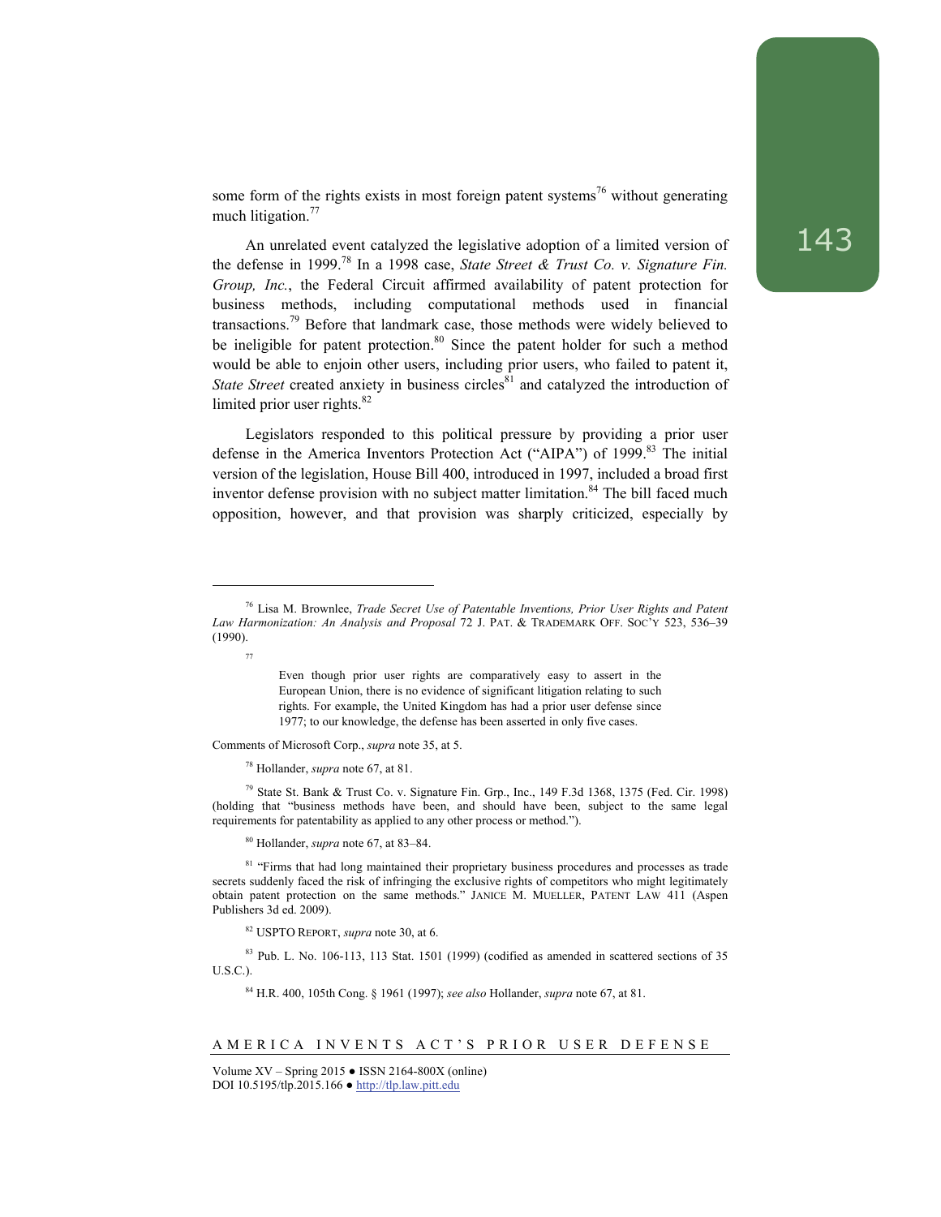some form of the rights exists in most foreign patent systems[76] without generating much litigation.[77]

An unrelated event catalyzed the legislative adoption of a limited version of the defense in 1999.[78] In a 1998 case, *State Street & Trust Co. v. Signature Fin. Group, Inc.*, the Federal Circuit affirmed availability of patent protection for business methods, including computational methods used in financial transactions.[79] Before that landmark case, those methods were widely believed to be ineligible for patent protection.[80] Since the patent holder for such a method would be able to enjoin other users, including prior users, who failed to patent it, *State Street* created anxiety in business circles[81] and catalyzed the introduction of limited prior user rights.[82]

Legislators responded to this political pressure by providing a prior user defense in the America Inventors Protection Act ("AIPA") of 1999.[83] The initial version of the legislation, House Bill 400, introduced in 1997, included a broad first inventor defense provision with no subject matter limitation.[84] The bill faced much opposition, however, and that provision was sharply criticized, especially by

---

[76] Lisa M. Brownlee, *Trade Secret Use of Patentable Inventions, Prior User Rights and Patent Law Harmonization: An Analysis and Proposal* 72 J. PAT. & TRADEMARK OFF. SOC'Y 523, 536–39 (1990).

[77]

> Even though prior user rights are comparatively easy to assert in the European Union, there is no evidence of significant litigation relating to such rights. For example, the United Kingdom has had a prior user defense since 1977; to our knowledge, the defense has been asserted in only five cases.

Comments of Microsoft Corp., *supra* note 35, at 5.

[78] Hollander, *supra* note 67, at 81.

[79] State St. Bank & Trust Co. v. Signature Fin. Grp., Inc., 149 F.3d 1368, 1375 (Fed. Cir. 1998) (holding that "business methods have been, and should have been, subject to the same legal requirements for patentability as applied to any other process or method.").

[80] Hollander, *supra* note 67, at 83–84.

[81] "Firms that had long maintained their proprietary business procedures and processes as trade secrets suddenly faced the risk of infringing the exclusive rights of competitors who might legitimately obtain patent protection on the same methods." JANICE M. MUELLER, PATENT LAW 411 (Aspen Publishers 3d ed. 2009).

[82] USPTO REPORT, *supra* note 30, at 6.

[83] Pub. L. No. 106-113, 113 Stat. 1501 (1999) (codified as amended in scattered sections of 35 U.S.C.).

[84] H.R. 400, 105th Cong. § 1961 (1997); *see also* Hollander, *supra* note 67, at 81.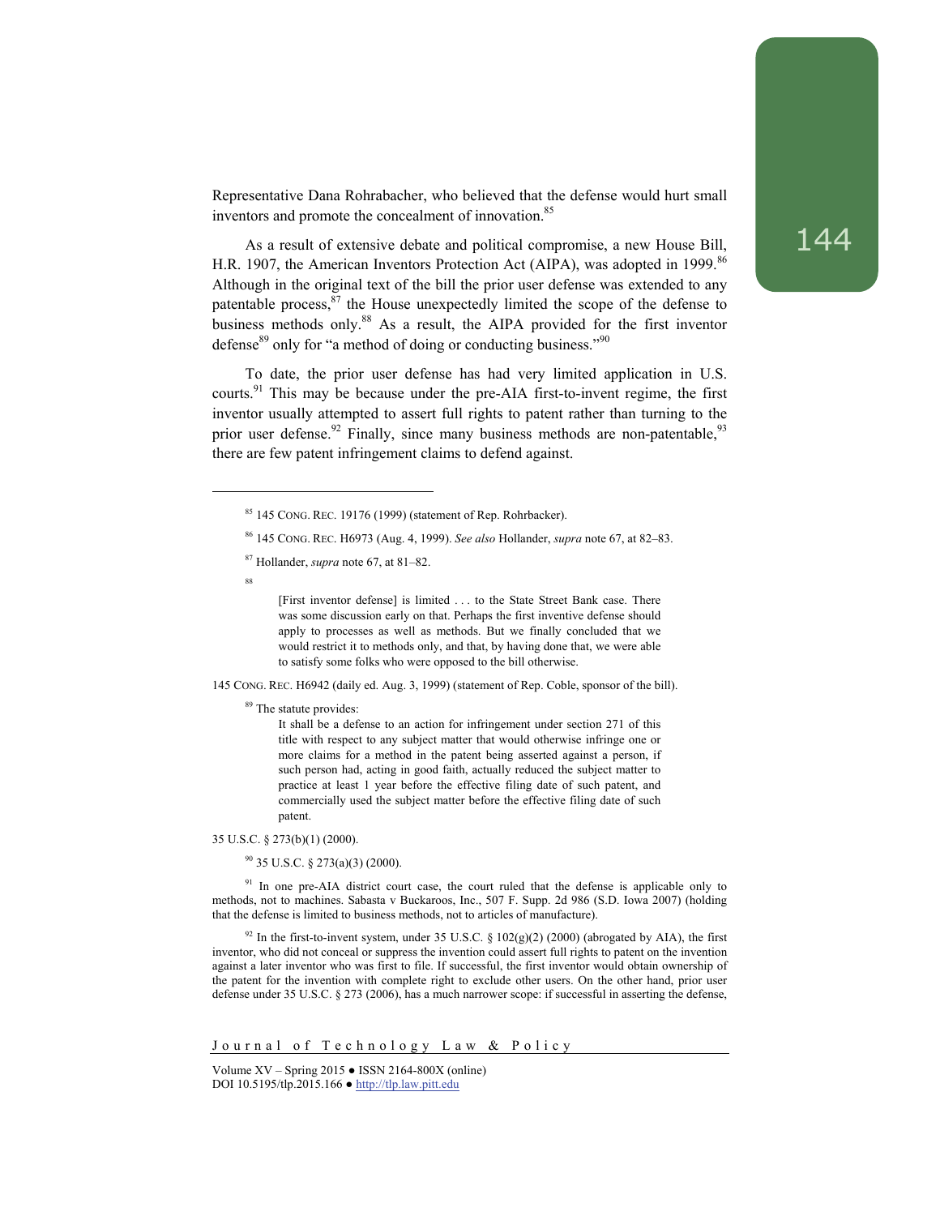Representative Dana Rohrabacher, who believed that the defense would hurt small inventors and promote the concealment of innovation.[85]

As a result of extensive debate and political compromise, a new House Bill, H.R. 1907, the American Inventors Protection Act (AIPA), was adopted in 1999.[86] Although in the original text of the bill the prior user defense was extended to any patentable process,[87] the House unexpectedly limited the scope of the defense to business methods only.[88] As a result, the AIPA provided for the first inventor defense[89] only for "a method of doing or conducting business."[90]

To date, the prior user defense has had very limited application in U.S. courts.[91] This may be because under the pre-AIA first-to-invent regime, the first inventor usually attempted to assert full rights to patent rather than turning to the prior user defense.[92] Finally, since many business methods are non-patentable,[93] there are few patent infringement claims to defend against.

---

[85] 145 CONG. REC. 19176 (1999) (statement of Rep. Rohrbacker).

[86] 145 CONG. REC. H6973 (Aug. 4, 1999). *See also* Hollander, *supra* note 67, at 82–83.

[87] Hollander, *supra* note 67, at 81–82.

[88]

> [First inventor defense] is limited . . . to the State Street Bank case. There was some discussion early on that. Perhaps the first inventive defense should apply to processes as well as methods. But we finally concluded that we would restrict it to methods only, and that, by having done that, we were able to satisfy some folks who were opposed to the bill otherwise.

145 CONG. REC. H6942 (daily ed. Aug. 3, 1999) (statement of Rep. Coble, sponsor of the bill).

[89] The statute provides:

> It shall be a defense to an action for infringement under section 271 of this title with respect to any subject matter that would otherwise infringe one or more claims for a method in the patent being asserted against a person, if such person had, acting in good faith, actually reduced the subject matter to practice at least 1 year before the effective filing date of such patent, and commercially used the subject matter before the effective filing date of such patent.

35 U.S.C. § 273(b)(1) (2000).

[90] 35 U.S.C. § 273(a)(3) (2000).

[91] In one pre-AIA district court case, the court ruled that the defense is applicable only to methods, not to machines. Sabasta v Buckaroos, Inc., 507 F. Supp. 2d 986 (S.D. Iowa 2007) (holding that the defense is limited to business methods, not to articles of manufacture).

[92] In the first-to-invent system, under 35 U.S.C. § 102(g)(2) (2000) (abrogated by AIA), the first inventor, who did not conceal or suppress the invention could assert full rights to patent on the invention against a later inventor who was first to file. If successful, the first inventor would obtain ownership of the patent for the invention with complete right to exclude other users. On the other hand, prior user defense under 35 U.S.C. § 273 (2006), has a much narrower scope: if successful in asserting the defense,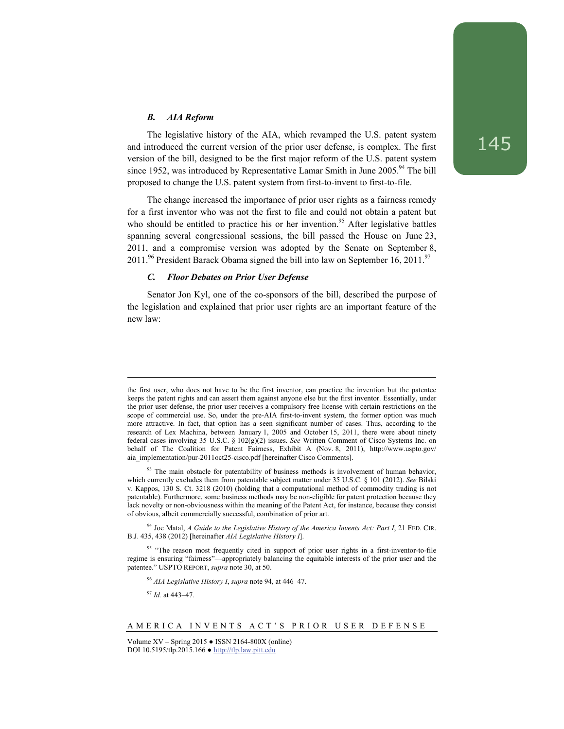### *B. AIA Reform*

The legislative history of the AIA, which revamped the U.S. patent system and introduced the current version of the prior user defense, is complex. The first version of the bill, designed to be the first major reform of the U.S. patent system since 1952, was introduced by Representative Lamar Smith in June 2005.[94] The bill proposed to change the U.S. patent system from first-to-invent to first-to-file.

The change increased the importance of prior user rights as a fairness remedy for a first inventor who was not the first to file and could not obtain a patent but who should be entitled to practice his or her invention.[95] After legislative battles spanning several congressional sessions, the bill passed the House on June 23, 2011, and a compromise version was adopted by the Senate on September 8, 2011.[96] President Barack Obama signed the bill into law on September 16, 2011.[97]

### *C. Floor Debates on Prior User Defense*

Senator Jon Kyl, one of the co-sponsors of the bill, described the purpose of the legislation and explained that prior user rights are an important feature of the new law:

---

the first user, who does not have to be the first inventor, can practice the invention but the patentee keeps the patent rights and can assert them against anyone else but the first inventor. Essentially, under the prior user defense, the prior user receives a compulsory free license with certain restrictions on the scope of commercial use. So, under the pre-AIA first-to-invent system, the former option was much more attractive. In fact, that option has a seen significant number of cases. Thus, according to the research of Lex Machina, between January 1, 2005 and October 15, 2011, there were about ninety federal cases involving 35 U.S.C. § 102(g)(2) issues. *See* Written Comment of Cisco Systems Inc. on behalf of The Coalition for Patent Fairness, Exhibit A (Nov. 8, 2011), http://www.uspto.gov/aia_implementation/pur-2011oct25-cisco.pdf [hereinafter Cisco Comments].

[93] The main obstacle for patentability of business methods is involvement of human behavior, which currently excludes them from patentable subject matter under 35 U.S.C. § 101 (2012). *See* Bilski v. Kappos, 130 S. Ct. 3218 (2010) (holding that a computational method of commodity trading is not patentable). Furthermore, some business methods may be non-eligible for patent protection because they lack novelty or non-obviousness within the meaning of the Patent Act, for instance, because they consist of obvious, albeit commercially successful, combination of prior art.

[94] Joe Matal, *A Guide to the Legislative History of the America Invents Act: Part I*, 21 FED. CIR. B.J. 435, 438 (2012) [hereinafter *AIA Legislative History I*].

[95] "The reason most frequently cited in support of prior user rights in a first-inventor-to-file regime is ensuring "fairness"—appropriately balancing the equitable interests of the prior user and the patentee." USPTO REPORT, *supra* note 30, at 50.

[96] *AIA Legislative History I*, *supra* note 94, at 446–47.

[97] *Id.* at 443–47.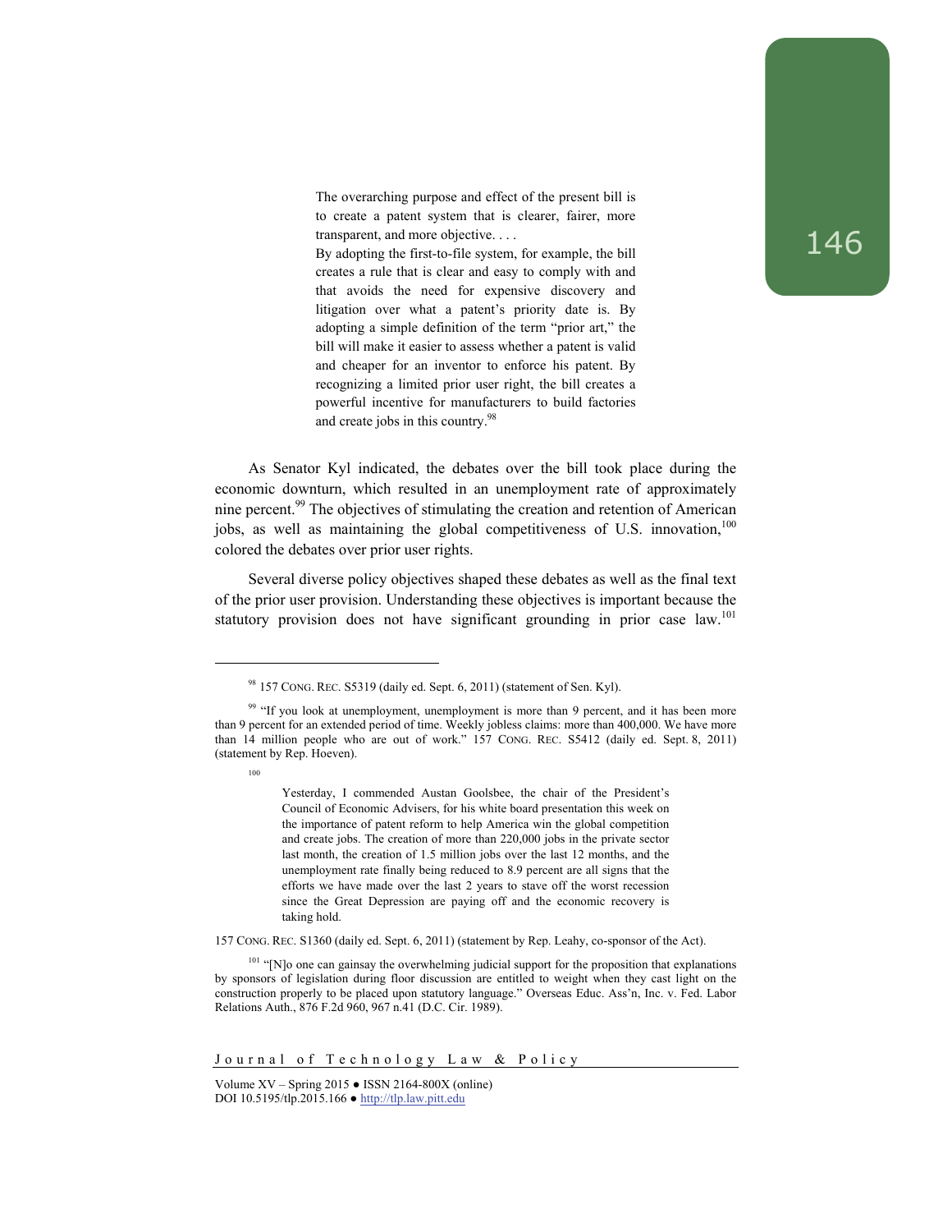> The overarching purpose and effect of the present bill is to create a patent system that is clearer, fairer, more transparent, and more objective. . . .
>
> By adopting the first-to-file system, for example, the bill creates a rule that is clear and easy to comply with and that avoids the need for expensive discovery and litigation over what a patent's priority date is. By adopting a simple definition of the term "prior art," the bill will make it easier to assess whether a patent is valid and cheaper for an inventor to enforce his patent. By recognizing a limited prior user right, the bill creates a powerful incentive for manufacturers to build factories and create jobs in this country.[98]

As Senator Kyl indicated, the debates over the bill took place during the economic downturn, which resulted in an unemployment rate of approximately nine percent.[99] The objectives of stimulating the creation and retention of American jobs, as well as maintaining the global competitiveness of U.S. innovation,[100] colored the debates over prior user rights.

Several diverse policy objectives shaped these debates as well as the final text of the prior user provision. Understanding these objectives is important because the statutory provision does not have significant grounding in prior case law.[101]

---

[98] 157 CONG. REC. S5319 (daily ed. Sept. 6, 2011) (statement of Sen. Kyl).

[99] "If you look at unemployment, unemployment is more than 9 percent, and it has been more than 9 percent for an extended period of time. Weekly jobless claims: more than 400,000. We have more than 14 million people who are out of work." 157 CONG. REC. S5412 (daily ed. Sept. 8, 2011) (statement by Rep. Hoeven).

[100]

> Yesterday, I commended Austan Goolsbee, the chair of the President's Council of Economic Advisers, for his white board presentation this week on the importance of patent reform to help America win the global competition and create jobs. The creation of more than 220,000 jobs in the private sector last month, the creation of 1.5 million jobs over the last 12 months, and the unemployment rate finally being reduced to 8.9 percent are all signs that the efforts we have made over the last 2 years to stave off the worst recession since the Great Depression are paying off and the economic recovery is taking hold.

157 CONG. REC. S1360 (daily ed. Sept. 6, 2011) (statement by Rep. Leahy, co-sponsor of the Act).

[101] "[N]o one can gainsay the overwhelming judicial support for the proposition that explanations by sponsors of legislation during floor discussion are entitled to weight when they cast light on the construction properly to be placed upon statutory language." Overseas Educ. Ass'n, Inc. v. Fed. Labor Relations Auth., 876 F.2d 960, 967 n.41 (D.C. Cir. 1989).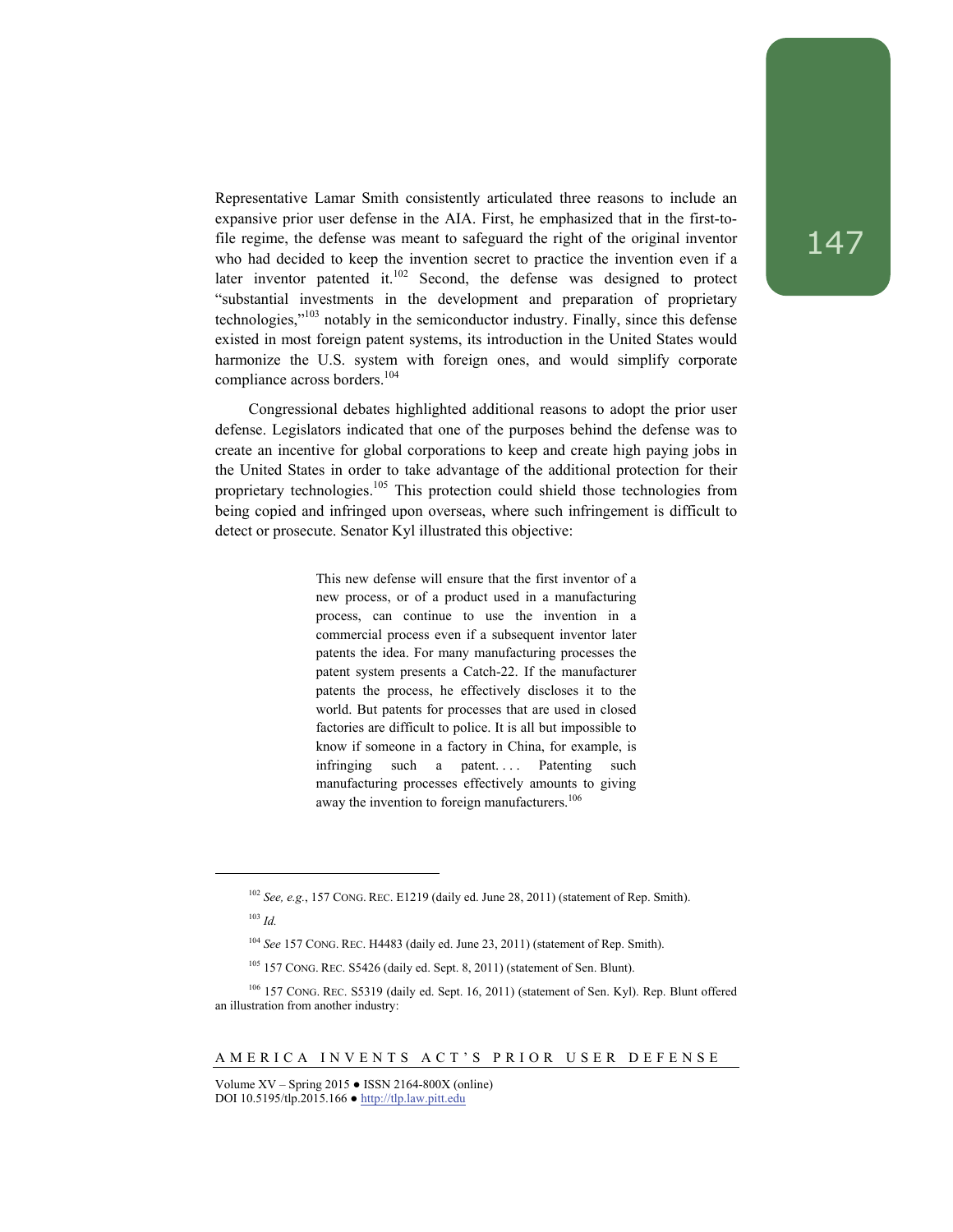Representative Lamar Smith consistently articulated three reasons to include an expansive prior user defense in the AIA. First, he emphasized that in the first-to-file regime, the defense was meant to safeguard the right of the original inventor who had decided to keep the invention secret to practice the invention even if a later inventor patented it.[102] Second, the defense was designed to protect "substantial investments in the development and preparation of proprietary technologies,"[103] notably in the semiconductor industry. Finally, since this defense existed in most foreign patent systems, its introduction in the United States would harmonize the U.S. system with foreign ones, and would simplify corporate compliance across borders.[104]

Congressional debates highlighted additional reasons to adopt the prior user defense. Legislators indicated that one of the purposes behind the defense was to create an incentive for global corporations to keep and create high paying jobs in the United States in order to take advantage of the additional protection for their proprietary technologies.[105] This protection could shield those technologies from being copied and infringed upon overseas, where such infringement is difficult to detect or prosecute. Senator Kyl illustrated this objective:

> This new defense will ensure that the first inventor of a new process, or of a product used in a manufacturing process, can continue to use the invention in a commercial process even if a subsequent inventor later patents the idea. For many manufacturing processes the patent system presents a Catch-22. If the manufacturer patents the process, he effectively discloses it to the world. But patents for processes that are used in closed factories are difficult to police. It is all but impossible to know if someone in a factory in China, for example, is infringing such a patent. . . . Patenting such manufacturing processes effectively amounts to giving away the invention to foreign manufacturers.[106]

---

[102] *See, e.g.*, 157 CONG. REC. E1219 (daily ed. June 28, 2011) (statement of Rep. Smith).

[103] *Id.*

[104] *See* 157 CONG. REC. H4483 (daily ed. June 23, 2011) (statement of Rep. Smith).

[105] 157 CONG. REC. S5426 (daily ed. Sept. 8, 2011) (statement of Sen. Blunt).

[106] 157 CONG. REC. S5319 (daily ed. Sept. 16, 2011) (statement of Sen. Kyl). Rep. Blunt offered an illustration from another industry: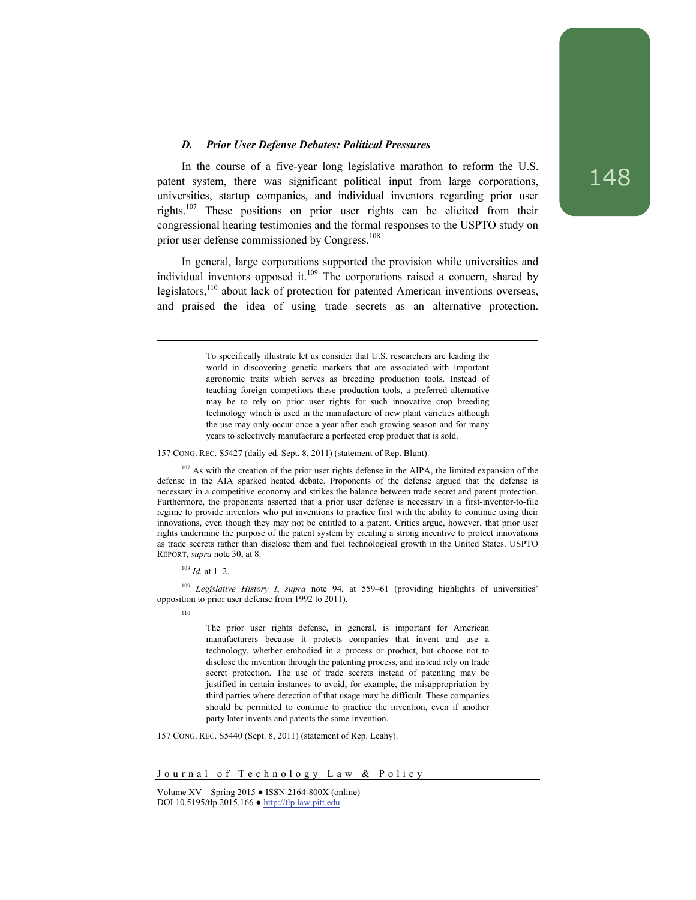### *D. Prior User Defense Debates: Political Pressures*

In the course of a five-year long legislative marathon to reform the U.S. patent system, there was significant political input from large corporations, universities, startup companies, and individual inventors regarding prior user rights.[107] These positions on prior user rights can be elicited from their congressional hearing testimonies and the formal responses to the USPTO study on prior user defense commissioned by Congress.[108]

In general, large corporations supported the provision while universities and individual inventors opposed it.[109] The corporations raised a concern, shared by legislators,[110] about lack of protection for patented American inventions overseas, and praised the idea of using trade secrets as an alternative protection.

---

> To specifically illustrate let us consider that U.S. researchers are leading the world in discovering genetic markers that are associated with important agronomic traits which serves as breeding production tools. Instead of teaching foreign competitors these production tools, a preferred alternative may be to rely on prior user rights for such innovative crop breeding technology which is used in the manufacture of new plant varieties although the use may only occur once a year after each growing season and for many years to selectively manufacture a perfected crop product that is sold.

157 CONG. REC. S5427 (daily ed. Sept. 8, 2011) (statement of Rep. Blunt).

[107] As with the creation of the prior user rights defense in the AIPA, the limited expansion of the defense in the AIA sparked heated debate. Proponents of the defense argued that the defense is necessary in a competitive economy and strikes the balance between trade secret and patent protection. Furthermore, the proponents asserted that a prior user defense is necessary in a first-inventor-to-file regime to provide inventors who put inventions to practice first with the ability to continue using their innovations, even though they may not be entitled to a patent. Critics argue, however, that prior user rights undermine the purpose of the patent system by creating a strong incentive to protect innovations as trade secrets rather than disclose them and fuel technological growth in the United States. USPTO REPORT, *supra* note 30, at 8.

[108] *Id.* at 1–2.

[109] *Legislative History I*, *supra* note 94, at 559–61 (providing highlights of universities' opposition to prior user defense from 1992 to 2011).

[110]

> The prior user rights defense, in general, is important for American manufacturers because it protects companies that invent and use a technology, whether embodied in a process or product, but choose not to disclose the invention through the patenting process, and instead rely on trade secret protection. The use of trade secrets instead of patenting may be justified in certain instances to avoid, for example, the misappropriation by third parties where detection of that usage may be difficult. These companies should be permitted to continue to practice the invention, even if another party later invents and patents the same invention.

157 CONG. REC. S5440 (Sept. 8, 2011) (statement of Rep. Leahy).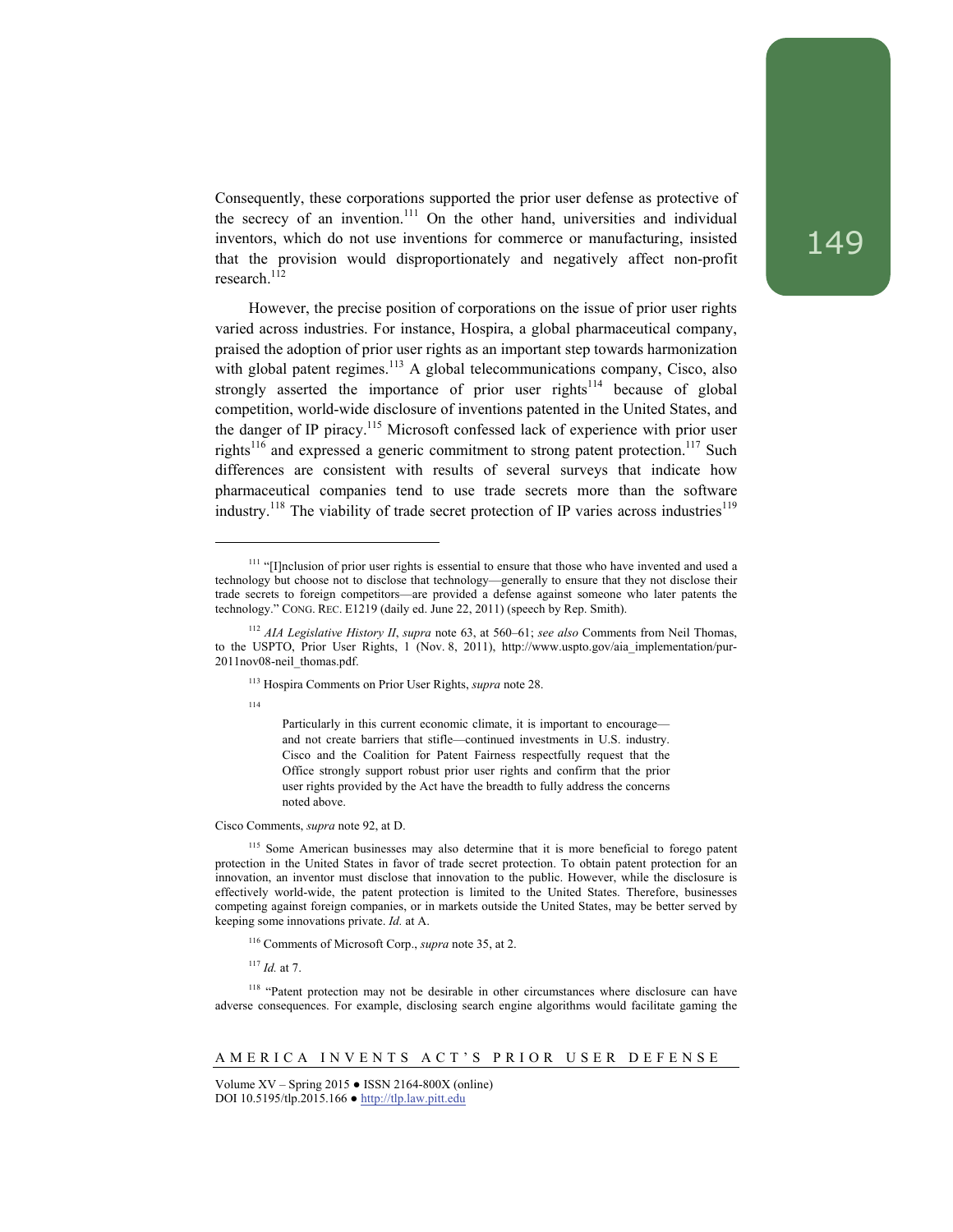Consequently, these corporations supported the prior user defense as protective of the secrecy of an invention.[111] On the other hand, universities and individual inventors, which do not use inventions for commerce or manufacturing, insisted that the provision would disproportionately and negatively affect non-profit research.[112]

However, the precise position of corporations on the issue of prior user rights varied across industries. For instance, Hospira, a global pharmaceutical company, praised the adoption of prior user rights as an important step towards harmonization with global patent regimes.[113] A global telecommunications company, Cisco, also strongly asserted the importance of prior user rights[114] because of global competition, world-wide disclosure of inventions patented in the United States, and the danger of IP piracy.[115] Microsoft confessed lack of experience with prior user rights[116] and expressed a generic commitment to strong patent protection.[117] Such differences are consistent with results of several surveys that indicate how pharmaceutical companies tend to use trade secrets more than the software industry.[118] The viability of trade secret protection of IP varies across industries[119]

---

[111] "[I]nclusion of prior user rights is essential to ensure that those who have invented and used a technology but choose not to disclose that technology—generally to ensure that they not disclose their trade secrets to foreign competitors—are provided a defense against someone who later patents the technology." CONG. REC. E1219 (daily ed. June 22, 2011) (speech by Rep. Smith).

[112] *AIA Legislative History II*, *supra* note 63, at 560–61; *see also* Comments from Neil Thomas, to the USPTO, Prior User Rights, 1 (Nov. 8, 2011), http://www.uspto.gov/aia_implementation/pur-2011nov08-neil_thomas.pdf.

[113] Hospira Comments on Prior User Rights, *supra* note 28.

[114]

> Particularly in this current economic climate, it is important to encourage—and not create barriers that stifle—continued investments in U.S. industry. Cisco and the Coalition for Patent Fairness respectfully request that the Office strongly support robust prior user rights and confirm that the prior user rights provided by the Act have the breadth to fully address the concerns noted above.

Cisco Comments, *supra* note 92, at D.

[115] Some American businesses may also determine that it is more beneficial to forego patent protection in the United States in favor of trade secret protection. To obtain patent protection for an innovation, an inventor must disclose that innovation to the public. However, while the disclosure is effectively world-wide, the patent protection is limited to the United States. Therefore, businesses competing against foreign companies, or in markets outside the United States, may be better served by keeping some innovations private. *Id.* at A.

[116] Comments of Microsoft Corp., *supra* note 35, at 2.

[117] *Id.* at 7.

[118] "Patent protection may not be desirable in other circumstances where disclosure can have adverse consequences. For example, disclosing search engine algorithms would facilitate gaming the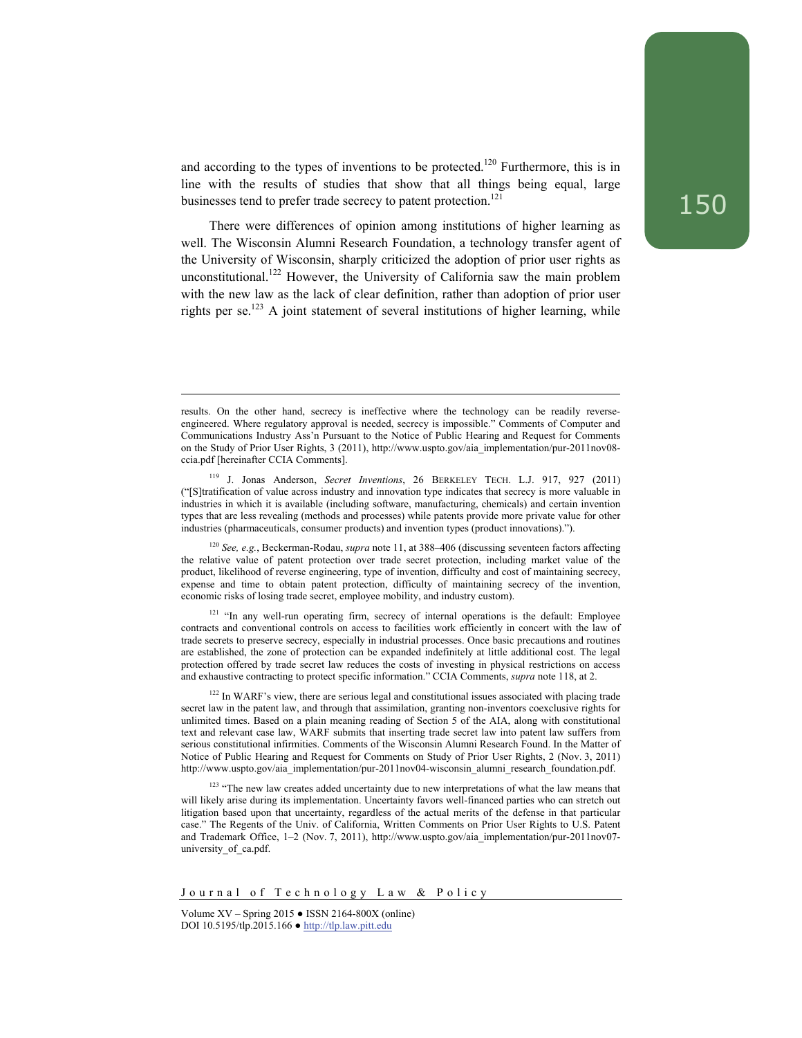and according to the types of inventions to be protected.[120] Furthermore, this is in line with the results of studies that show that all things being equal, large businesses tend to prefer trade secrecy to patent protection.[121]

There were differences of opinion among institutions of higher learning as well. The Wisconsin Alumni Research Foundation, a technology transfer agent of the University of Wisconsin, sharply criticized the adoption of prior user rights as unconstitutional.[122] However, the University of California saw the main problem with the new law as the lack of clear definition, rather than adoption of prior user rights per se.[123] A joint statement of several institutions of higher learning, while

---

results. On the other hand, secrecy is ineffective where the technology can be readily reverse-engineered. Where regulatory approval is needed, secrecy is impossible." Comments of Computer and Communications Industry Ass'n Pursuant to the Notice of Public Hearing and Request for Comments on the Study of Prior User Rights, 3 (2011), http://www.uspto.gov/aia_implementation/pur-2011nov08-ccia.pdf [hereinafter CCIA Comments].

[119] J. Jonas Anderson, *Secret Inventions*, 26 BERKELEY TECH. L.J. 917, 927 (2011) ("[S]tratification of value across industry and innovation type indicates that secrecy is more valuable in industries in which it is available (including software, manufacturing, chemicals) and certain invention types that are less revealing (methods and processes) while patents provide more private value for other industries (pharmaceuticals, consumer products) and invention types (product innovations).").

[120] *See, e.g.*, Beckerman-Rodau, *supra* note 11, at 388–406 (discussing seventeen factors affecting the relative value of patent protection over trade secret protection, including market value of the product, likelihood of reverse engineering, type of invention, difficulty and cost of maintaining secrecy, expense and time to obtain patent protection, difficulty of maintaining secrecy of the invention, economic risks of losing trade secret, employee mobility, and industry custom).

[121] "In any well-run operating firm, secrecy of internal operations is the default: Employee contracts and conventional controls on access to facilities work efficiently in concert with the law of trade secrets to preserve secrecy, especially in industrial processes. Once basic precautions and routines are established, the zone of protection can be expanded indefinitely at little additional cost. The legal protection offered by trade secret law reduces the costs of investing in physical restrictions on access and exhaustive contracting to protect specific information." CCIA Comments, *supra* note 118, at 2.

[122] In WARF's view, there are serious legal and constitutional issues associated with placing trade secret law in the patent law, and through that assimilation, granting non-inventors coexclusive rights for unlimited times. Based on a plain meaning reading of Section 5 of the AIA, along with constitutional text and relevant case law, WARF submits that inserting trade secret law into patent law suffers from serious constitutional infirmities. Comments of the Wisconsin Alumni Research Found. In the Matter of Notice of Public Hearing and Request for Comments on Study of Prior User Rights, 2 (Nov. 3, 2011) http://www.uspto.gov/aia_implementation/pur-2011nov04-wisconsin_alumni_research_foundation.pdf.

[123] "The new law creates added uncertainty due to new interpretations of what the law means that will likely arise during its implementation. Uncertainty favors well-financed parties who can stretch out litigation based upon that uncertainty, regardless of the actual merits of the defense in that particular case." The Regents of the Univ. of California, Written Comments on Prior User Rights to U.S. Patent and Trademark Office, 1–2 (Nov. 7, 2011), http://www.uspto.gov/aia_implementation/pur-2011nov07-university_of_ca.pdf.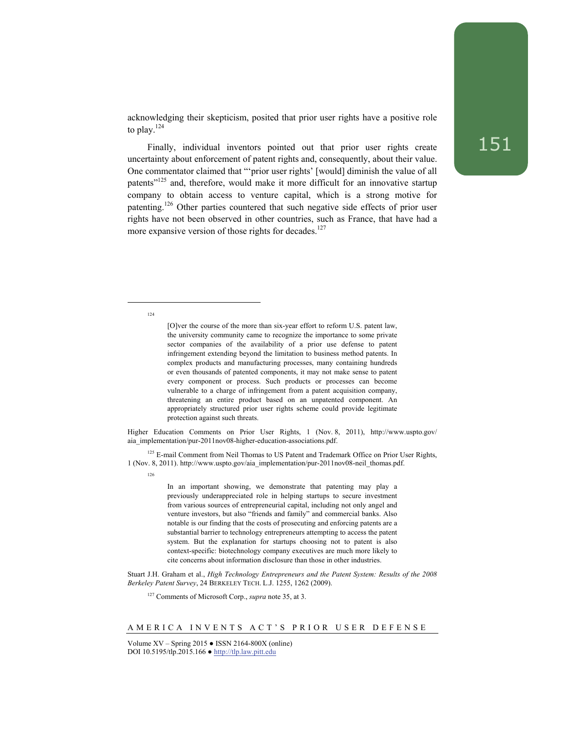acknowledging their skepticism, posited that prior user rights have a positive role to play.[124]

Finally, individual inventors pointed out that prior user rights create uncertainty about enforcement of patent rights and, consequently, about their value. One commentator claimed that "'prior user rights' [would] diminish the value of all patents"[125] and, therefore, would make it more difficult for an innovative startup company to obtain access to venture capital, which is a strong motive for patenting.[126] Other parties countered that such negative side effects of prior user rights have not been observed in other countries, such as France, that have had a more expansive version of those rights for decades.[127]

---

[124]

> [O]ver the course of the more than six-year effort to reform U.S. patent law, the university community came to recognize the importance to some private sector companies of the availability of a prior use defense to patent infringement extending beyond the limitation to business method patents. In complex products and manufacturing processes, many containing hundreds or even thousands of patented components, it may not make sense to patent every component or process. Such products or processes can become vulnerable to a charge of infringement from a patent acquisition company, threatening an entire product based on an unpatented component. An appropriately structured prior user rights scheme could provide legitimate protection against such threats.

Higher Education Comments on Prior User Rights, 1 (Nov. 8, 2011), http://www.uspto.gov/aia_implementation/pur-2011nov08-higher-education-associations.pdf.

[125] E-mail Comment from Neil Thomas to US Patent and Trademark Office on Prior User Rights, 1 (Nov. 8, 2011). http://www.uspto.gov/aia_implementation/pur-2011nov08-neil_thomas.pdf.

[126]

> In an important showing, we demonstrate that patenting may play a previously underappreciated role in helping startups to secure investment from various sources of entrepreneurial capital, including not only angel and venture investors, but also "friends and family" and commercial banks. Also notable is our finding that the costs of prosecuting and enforcing patents are a substantial barrier to technology entrepreneurs attempting to access the patent system. But the explanation for startups choosing not to patent is also context-specific: biotechnology company executives are much more likely to cite concerns about information disclosure than those in other industries.

Stuart J.H. Graham et al., *High Technology Entrepreneurs and the Patent System: Results of the 2008 Berkeley Patent Survey*, 24 BERKELEY TECH. L.J. 1255, 1262 (2009).

[127] Comments of Microsoft Corp., *supra* note 35, at 3.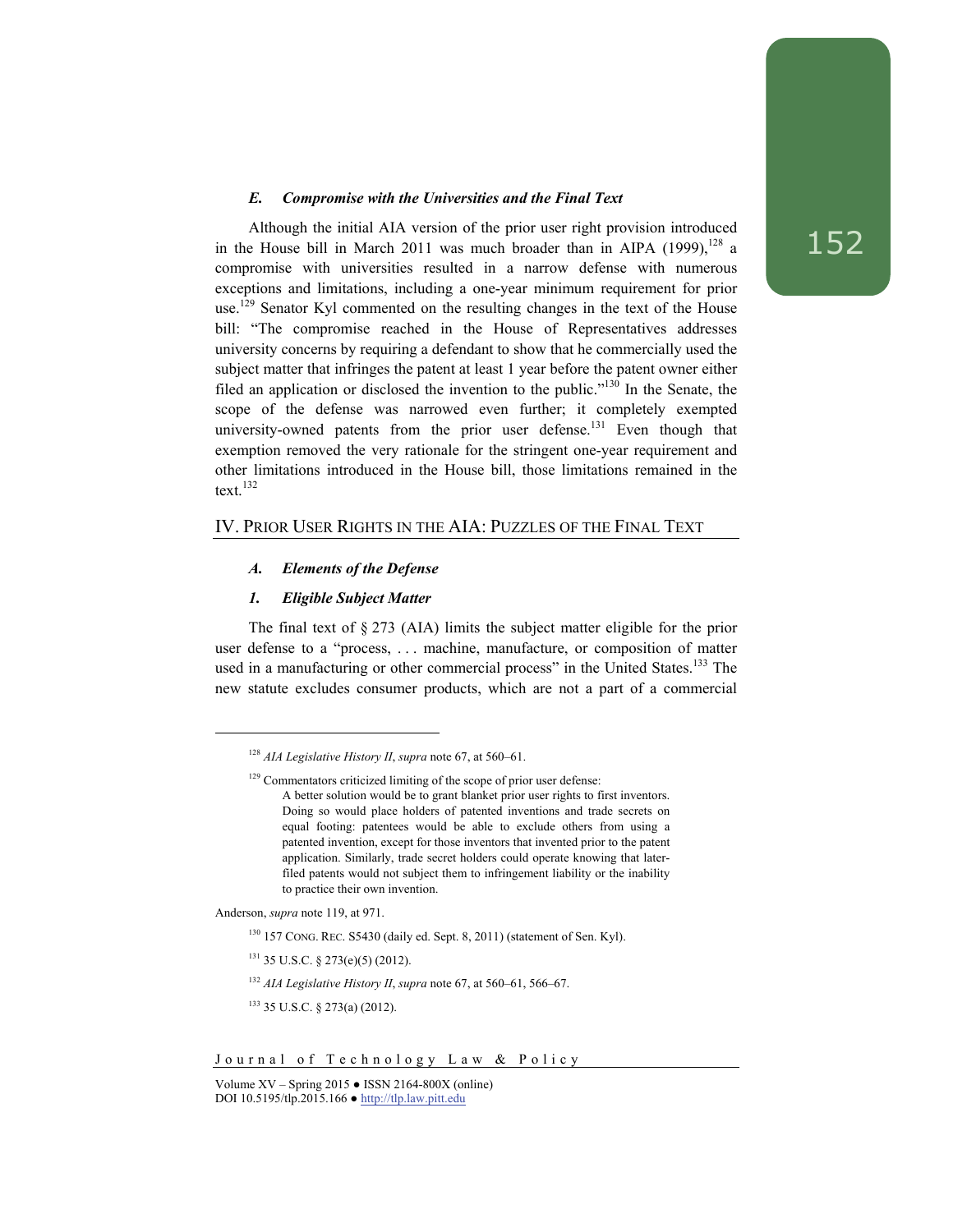### *E. Compromise with the Universities and the Final Text*

Although the initial AIA version of the prior user right provision introduced in the House bill in March 2011 was much broader than in AIPA (1999),[128] a compromise with universities resulted in a narrow defense with numerous exceptions and limitations, including a one-year minimum requirement for prior use.[129] Senator Kyl commented on the resulting changes in the text of the House bill: "The compromise reached in the House of Representatives addresses university concerns by requiring a defendant to show that he commercially used the subject matter that infringes the patent at least 1 year before the patent owner either filed an application or disclosed the invention to the public."[130] In the Senate, the scope of the defense was narrowed even further; it completely exempted university-owned patents from the prior user defense.[131] Even though that exemption removed the very rationale for the stringent one-year requirement and other limitations introduced in the House bill, those limitations remained in the text.[132]

## IV. Prior User Rights in the AIA: Puzzles of the Final Text

### *A. Elements of the Defense*

#### *1. Eligible Subject Matter*

The final text of § 273 (AIA) limits the subject matter eligible for the prior user defense to a "process, . . . machine, manufacture, or composition of matter used in a manufacturing or other commercial process" in the United States.[133] The new statute excludes consumer products, which are not a part of a commercial

---

[128] *AIA Legislative History II*, *supra* note 67, at 560–61.

[129] Commentators criticized limiting of the scope of prior user defense:

> A better solution would be to grant blanket prior user rights to first inventors. Doing so would place holders of patented inventions and trade secrets on equal footing: patentees would be able to exclude others from using a patented invention, except for those inventors that invented prior to the patent application. Similarly, trade secret holders could operate knowing that later-filed patents would not subject them to infringement liability or the inability to practice their own invention.

Anderson, *supra* note 119, at 971.

[130] 157 Cong. Rec. S5430 (daily ed. Sept. 8, 2011) (statement of Sen. Kyl).

[131] 35 U.S.C. § 273(e)(5) (2012).

[132] *AIA Legislative History II*, *supra* note 67, at 560–61, 566–67.

[133] 35 U.S.C. § 273(a) (2012).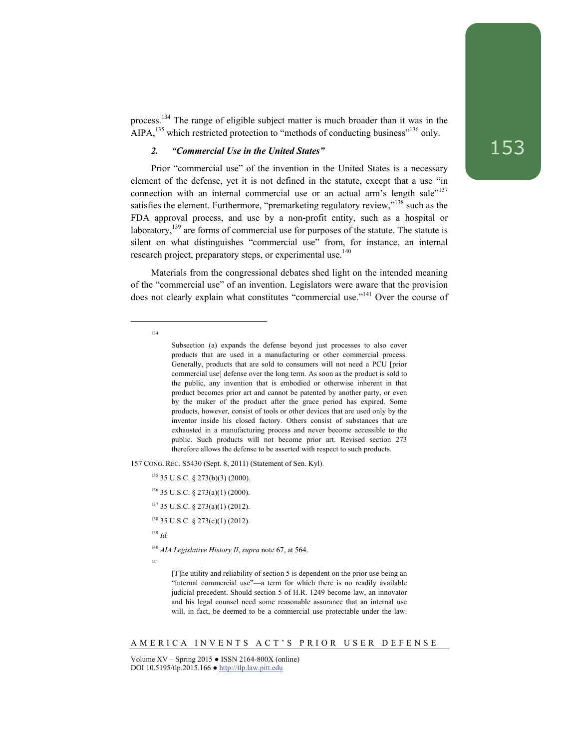process.[134] The range of eligible subject matter is much broader than it was in the AIPA,[135] which restricted protection to "methods of conducting business"[136] only.

#### *2. "Commercial Use in the United States"*

Prior "commercial use" of the invention in the United States is a necessary element of the defense, yet it is not defined in the statute, except that a use "in connection with an internal commercial use or an actual arm's length sale"[137] satisfies the element. Furthermore, "premarketing regulatory review,"[138] such as the FDA approval process, and use by a non-profit entity, such as a hospital or laboratory,[139] are forms of commercial use for purposes of the statute. The statute is silent on what distinguishes "commercial use" from, for instance, an internal research project, preparatory steps, or experimental use.[140]

Materials from the congressional debates shed light on the intended meaning of the "commercial use" of an invention. Legislators were aware that the provision does not clearly explain what constitutes "commercial use."[141] Over the course of

---

[134]

> Subsection (a) expands the defense beyond just processes to also cover products that are used in a manufacturing or other commercial process. Generally, products that are sold to consumers will not need a PCU [prior commercial use] defense over the long term. As soon as the product is sold to the public, any invention that is embodied or otherwise inherent in that product becomes prior art and cannot be patented by another party, or even by the maker of the product after the grace period has expired. Some products, however, consist of tools or other devices that are used only by the inventor inside his closed factory. Others consist of substances that are exhausted in a manufacturing process and never become accessible to the public. Such products will not become prior art. Revised section 273 therefore allows the defense to be asserted with respect to such products.

157 CONG. REC. S5430 (Sept. 8, 2011) (Statement of Sen. Kyl).

[135] 35 U.S.C. § 273(b)(3) (2000).

[136] 35 U.S.C. § 273(a)(1) (2000).

[137] 35 U.S.C. § 273(a)(1) (2012).

[138] 35 U.S.C. § 273(c)(1) (2012).

[139] *Id.*

[140] *AIA Legislative History II*, *supra* note 67, at 564.

[141]

> [T]he utility and reliability of section 5 is dependent on the prior use being an "internal commercial use"—a term for which there is no readily available judicial precedent. Should section 5 of H.R. 1249 become law, an innovator and his legal counsel need some reasonable assurance that an internal use will, in fact, be deemed to be a commercial use protectable under the law.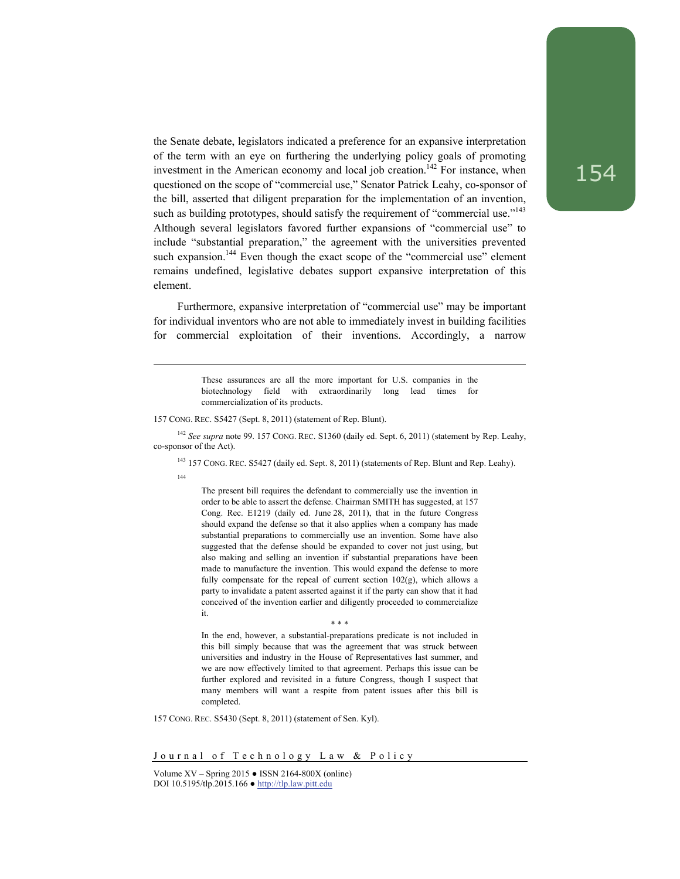the Senate debate, legislators indicated a preference for an expansive interpretation of the term with an eye on furthering the underlying policy goals of promoting investment in the American economy and local job creation.[142] For instance, when questioned on the scope of "commercial use," Senator Patrick Leahy, co-sponsor of the bill, asserted that diligent preparation for the implementation of an invention, such as building prototypes, should satisfy the requirement of "commercial use."[143] Although several legislators favored further expansions of "commercial use" to include "substantial preparation," the agreement with the universities prevented such expansion.[144] Even though the exact scope of the "commercial use" element remains undefined, legislative debates support expansive interpretation of this element.

Furthermore, expansive interpretation of "commercial use" may be important for individual inventors who are not able to immediately invest in building facilities for commercial exploitation of their inventions. Accordingly, a narrow

---

> These assurances are all the more important for U.S. companies in the biotechnology field with extraordinarily long lead times for commercialization of its products.

157 CONG. REC. S5427 (Sept. 8, 2011) (statement of Rep. Blunt).

[142] *See supra* note 99. 157 CONG. REC. S1360 (daily ed. Sept. 6, 2011) (statement by Rep. Leahy, co-sponsor of the Act).

[143] 157 CONG. REC. S5427 (daily ed. Sept. 8, 2011) (statements of Rep. Blunt and Rep. Leahy).

[144]

> The present bill requires the defendant to commercially use the invention in order to be able to assert the defense. Chairman SMITH has suggested, at 157 Cong. Rec. E1219 (daily ed. June 28, 2011), that in the future Congress should expand the defense so that it also applies when a company has made substantial preparations to commercially use an invention. Some have also suggested that the defense should be expanded to cover not just using, but also making and selling an invention if substantial preparations have been made to manufacture the invention. This would expand the defense to more fully compensate for the repeal of current section 102(g), which allows a party to invalidate a patent asserted against it if the party can show that it had conceived of the invention earlier and diligently proceeded to commercialize it.
>
> \* \* \*
>
> In the end, however, a substantial-preparations predicate is not included in this bill simply because that was the agreement that was struck between universities and industry in the House of Representatives last summer, and we are now effectively limited to that agreement. Perhaps this issue can be further explored and revisited in a future Congress, though I suspect that many members will want a respite from patent issues after this bill is completed.

157 CONG. REC. S5430 (Sept. 8, 2011) (statement of Sen. Kyl).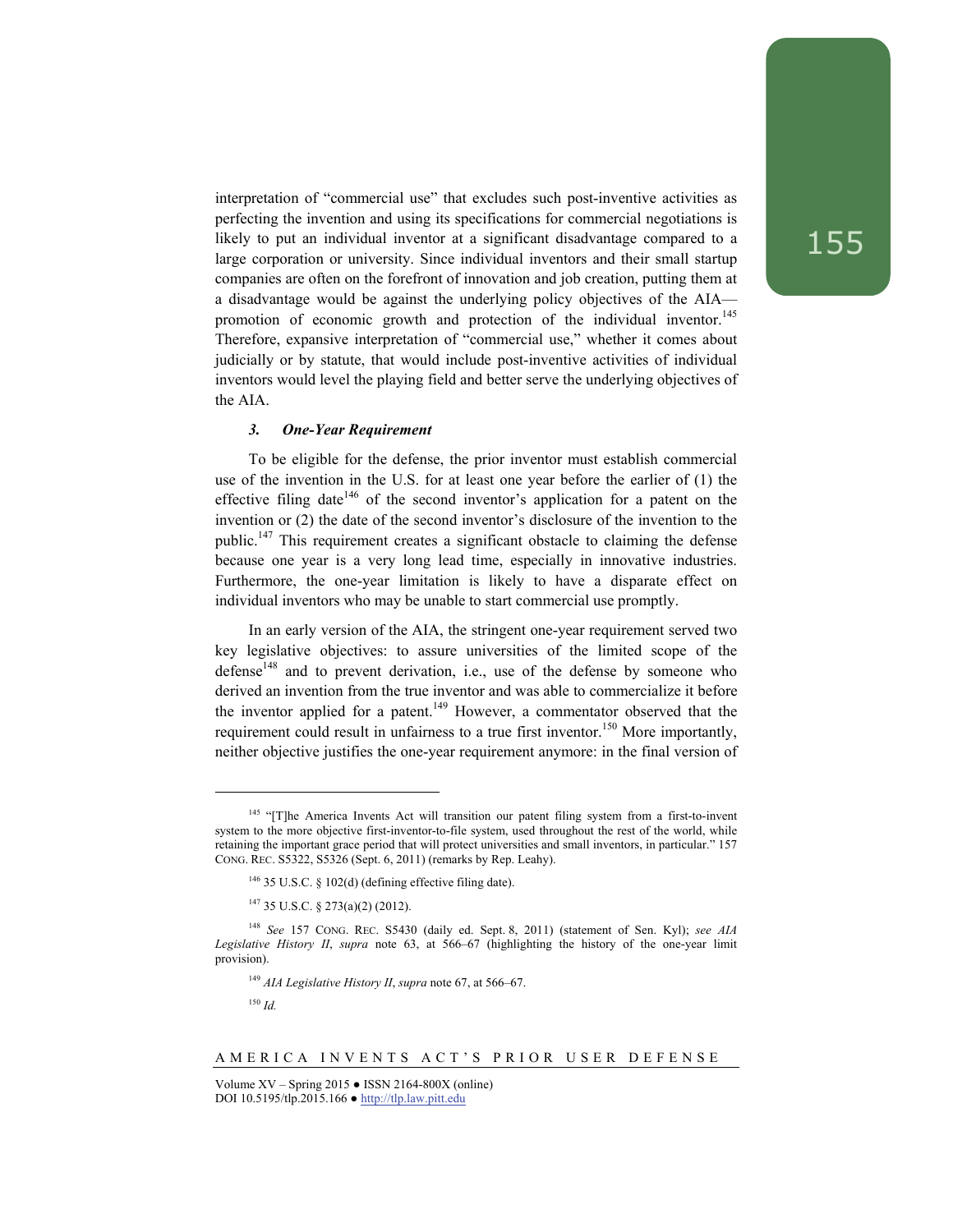interpretation of "commercial use" that excludes such post-inventive activities as perfecting the invention and using its specifications for commercial negotiations is likely to put an individual inventor at a significant disadvantage compared to a large corporation or university. Since individual inventors and their small startup companies are often on the forefront of innovation and job creation, putting them at a disadvantage would be against the underlying policy objectives of the AIA—promotion of economic growth and protection of the individual inventor.[145] Therefore, expansive interpretation of "commercial use," whether it comes about judicially or by statute, that would include post-inventive activities of individual inventors would level the playing field and better serve the underlying objectives of the AIA.

#### *3. One-Year Requirement*

To be eligible for the defense, the prior inventor must establish commercial use of the invention in the U.S. for at least one year before the earlier of (1) the effective filing date[146] of the second inventor's application for a patent on the invention or (2) the date of the second inventor's disclosure of the invention to the public.[147] This requirement creates a significant obstacle to claiming the defense because one year is a very long lead time, especially in innovative industries. Furthermore, the one-year limitation is likely to have a disparate effect on individual inventors who may be unable to start commercial use promptly.

In an early version of the AIA, the stringent one-year requirement served two key legislative objectives: to assure universities of the limited scope of the defense[148] and to prevent derivation, i.e., use of the defense by someone who derived an invention from the true inventor and was able to commercialize it before the inventor applied for a patent.[149] However, a commentator observed that the requirement could result in unfairness to a true first inventor.[150] More importantly, neither objective justifies the one-year requirement anymore: in the final version of

---

[145] "[T]he America Invents Act will transition our patent filing system from a first-to-invent system to the more objective first-inventor-to-file system, used throughout the rest of the world, while retaining the important grace period that will protect universities and small inventors, in particular." 157 CONG. REC. S5322, S5326 (Sept. 6, 2011) (remarks by Rep. Leahy).

[146] 35 U.S.C. § 102(d) (defining effective filing date).

[147] 35 U.S.C. § 273(a)(2) (2012).

[148] *See* 157 CONG. REC. S5430 (daily ed. Sept. 8, 2011) (statement of Sen. Kyl); *see AIA Legislative History II*, *supra* note 63, at 566–67 (highlighting the history of the one-year limit provision).

[149] *AIA Legislative History II*, *supra* note 67, at 566–67.

[150] *Id.*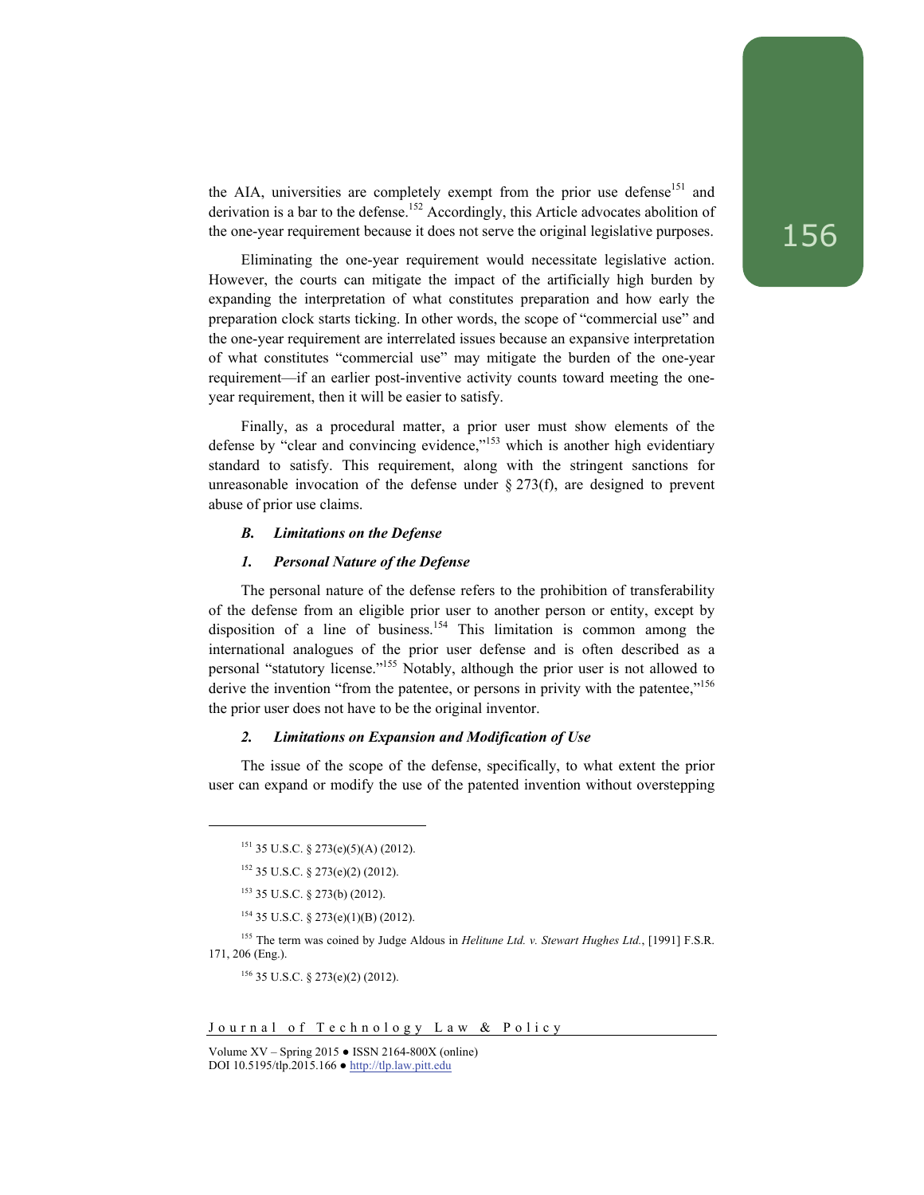the AIA, universities are completely exempt from the prior use defense[151] and derivation is a bar to the defense.[152] Accordingly, this Article advocates abolition of the one-year requirement because it does not serve the original legislative purposes.

Eliminating the one-year requirement would necessitate legislative action. However, the courts can mitigate the impact of the artificially high burden by expanding the interpretation of what constitutes preparation and how early the preparation clock starts ticking. In other words, the scope of "commercial use" and the one-year requirement are interrelated issues because an expansive interpretation of what constitutes "commercial use" may mitigate the burden of the one-year requirement—if an earlier post-inventive activity counts toward meeting the one-year requirement, then it will be easier to satisfy.

Finally, as a procedural matter, a prior user must show elements of the defense by "clear and convincing evidence,"[153] which is another high evidentiary standard to satisfy. This requirement, along with the stringent sanctions for unreasonable invocation of the defense under § 273(f), are designed to prevent abuse of prior use claims.

### *B. Limitations on the Defense*

#### *1. Personal Nature of the Defense*

The personal nature of the defense refers to the prohibition of transferability of the defense from an eligible prior user to another person or entity, except by disposition of a line of business.[154] This limitation is common among the international analogues of the prior user defense and is often described as a personal "statutory license."[155] Notably, although the prior user is not allowed to derive the invention "from the patentee, or persons in privity with the patentee,"[156] the prior user does not have to be the original inventor.

#### *2. Limitations on Expansion and Modification of Use*

The issue of the scope of the defense, specifically, to what extent the prior user can expand or modify the use of the patented invention without overstepping

---

[151] 35 U.S.C. § 273(e)(5)(A) (2012).

[152] 35 U.S.C. § 273(e)(2) (2012).

[153] 35 U.S.C. § 273(b) (2012).

[154] 35 U.S.C. § 273(e)(1)(B) (2012).

[155] The term was coined by Judge Aldous in *Helitune Ltd. v. Stewart Hughes Ltd.*, [1991] F.S.R. 171, 206 (Eng.).

[156] 35 U.S.C. § 273(e)(2) (2012).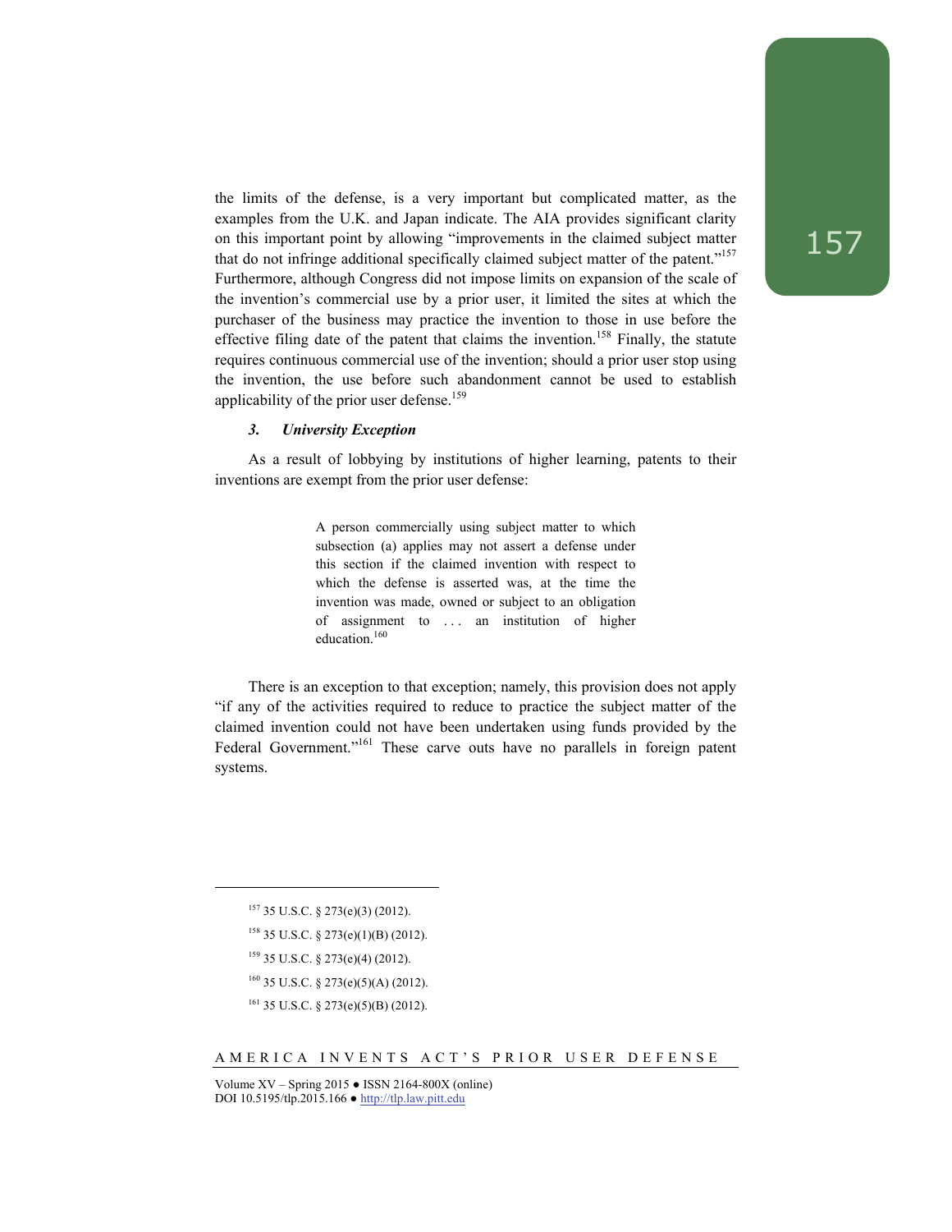the limits of the defense, is a very important but complicated matter, as the examples from the U.K. and Japan indicate. The AIA provides significant clarity on this important point by allowing "improvements in the claimed subject matter that do not infringe additional specifically claimed subject matter of the patent."[157] Furthermore, although Congress did not impose limits on expansion of the scale of the invention's commercial use by a prior user, it limited the sites at which the purchaser of the business may practice the invention to those in use before the effective filing date of the patent that claims the invention.[158] Finally, the statute requires continuous commercial use of the invention; should a prior user stop using the invention, the use before such abandonment cannot be used to establish applicability of the prior user defense.[159]

### *3. University Exception*

As a result of lobbying by institutions of higher learning, patents to their inventions are exempt from the prior user defense:

> A person commercially using subject matter to which subsection (a) applies may not assert a defense under this section if the claimed invention with respect to which the defense is asserted was, at the time the invention was made, owned or subject to an obligation of assignment to . . . an institution of higher education.[160]

There is an exception to that exception; namely, this provision does not apply "if any of the activities required to reduce to practice the subject matter of the claimed invention could not have been undertaken using funds provided by the Federal Government."[161] These carve outs have no parallels in foreign patent systems.

---

[157] 35 U.S.C. § 273(e)(3) (2012).

[158] 35 U.S.C. § 273(e)(1)(B) (2012).

[159] 35 U.S.C. § 273(e)(4) (2012).

[160] 35 U.S.C. § 273(e)(5)(A) (2012).

[161] 35 U.S.C. § 273(e)(5)(B) (2012).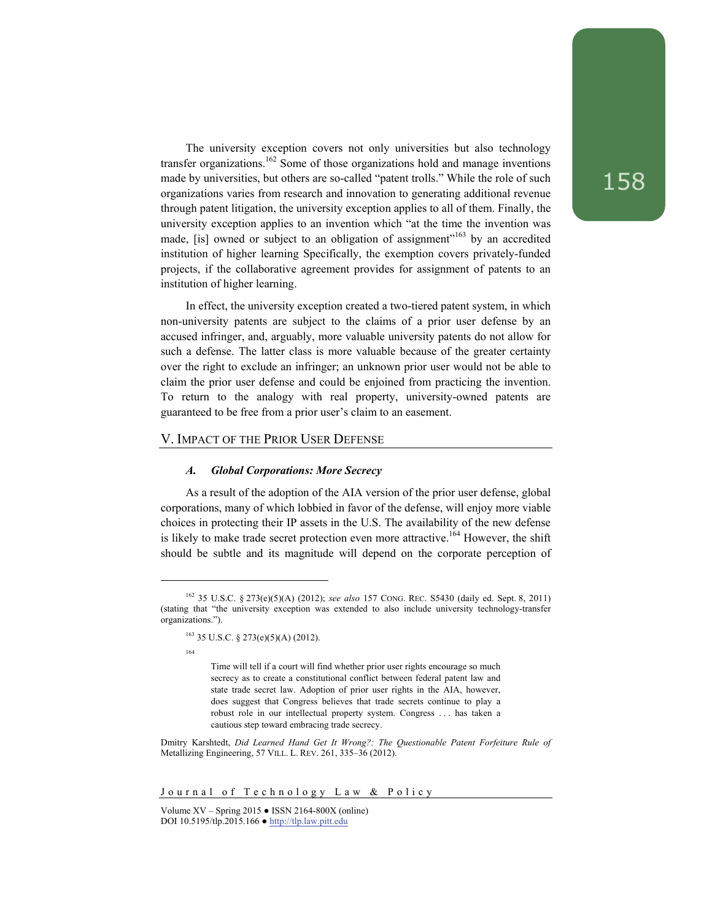The university exception covers not only universities but also technology transfer organizations.[162] Some of those organizations hold and manage inventions made by universities, but others are so-called "patent trolls." While the role of such organizations varies from research and innovation to generating additional revenue through patent litigation, the university exception applies to all of them. Finally, the university exception applies to an invention which "at the time the invention was made, [is] owned or subject to an obligation of assignment"[163] by an accredited institution of higher learning Specifically, the exemption covers privately-funded projects, if the collaborative agreement provides for assignment of patents to an institution of higher learning.

In effect, the university exception created a two-tiered patent system, in which non-university patents are subject to the claims of a prior user defense by an accused infringer, and, arguably, more valuable university patents do not allow for such a defense. The latter class is more valuable because of the greater certainty over the right to exclude an infringer; an unknown prior user would not be able to claim the prior user defense and could be enjoined from practicing the invention. To return to the analogy with real property, university-owned patents are guaranteed to be free from a prior user's claim to an easement.

## V. Impact of the Prior User Defense

### *A. Global Corporations: More Secrecy*

As a result of the adoption of the AIA version of the prior user defense, global corporations, many of which lobbied in favor of the defense, will enjoy more viable choices in protecting their IP assets in the U.S. The availability of the new defense is likely to make trade secret protection even more attractive.[164] However, the shift should be subtle and its magnitude will depend on the corporate perception of

---

[162] 35 U.S.C. § 273(e)(5)(A) (2012); *see also* 157 Cong. Rec. S5430 (daily ed. Sept. 8, 2011) (stating that "the university exception was extended to also include university technology-transfer organizations.").

[163] 35 U.S.C. § 273(e)(5)(A) (2012).

[164]

> Time will tell if a court will find whether prior user rights encourage so much secrecy as to create a constitutional conflict between federal patent law and state trade secret law. Adoption of prior user rights in the AIA, however, does suggest that Congress believes that trade secrets continue to play a robust role in our intellectual property system. Congress . . . has taken a cautious step toward embracing trade secrecy.

Dmitry Karshtedt, *Did Learned Hand Get It Wrong?: The Questionable Patent Forfeiture Rule of* Metallizing Engineering, 57 Vill. L. Rev. 261, 335–36 (2012).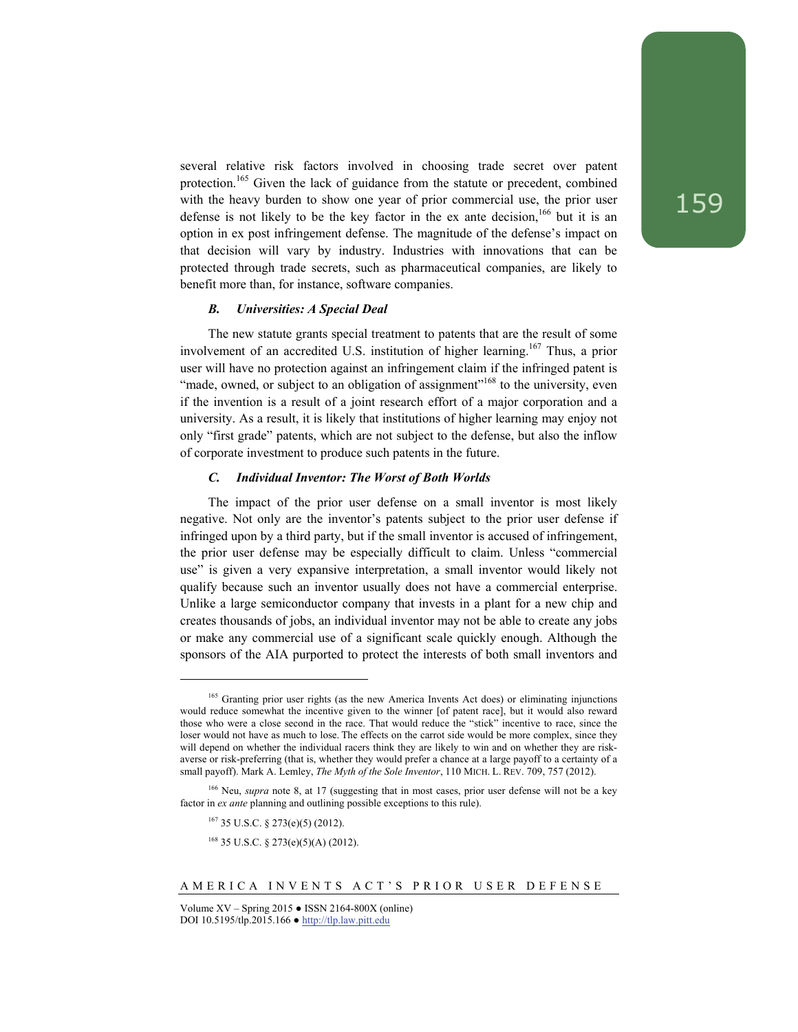several relative risk factors involved in choosing trade secret over patent protection.[165] Given the lack of guidance from the statute or precedent, combined with the heavy burden to show one year of prior commercial use, the prior user defense is not likely to be the key factor in the ex ante decision,[166] but it is an option in ex post infringement defense. The magnitude of the defense's impact on that decision will vary by industry. Industries with innovations that can be protected through trade secrets, such as pharmaceutical companies, are likely to benefit more than, for instance, software companies.

### *B. Universities: A Special Deal*

The new statute grants special treatment to patents that are the result of some involvement of an accredited U.S. institution of higher learning.[167] Thus, a prior user will have no protection against an infringement claim if the infringed patent is "made, owned, or subject to an obligation of assignment"[168] to the university, even if the invention is a result of a joint research effort of a major corporation and a university. As a result, it is likely that institutions of higher learning may enjoy not only "first grade" patents, which are not subject to the defense, but also the inflow of corporate investment to produce such patents in the future.

### *C. Individual Inventor: The Worst of Both Worlds*

The impact of the prior user defense on a small inventor is most likely negative. Not only are the inventor's patents subject to the prior user defense if infringed upon by a third party, but if the small inventor is accused of infringement, the prior user defense may be especially difficult to claim. Unless "commercial use" is given a very expansive interpretation, a small inventor would likely not qualify because such an inventor usually does not have a commercial enterprise. Unlike a large semiconductor company that invests in a plant for a new chip and creates thousands of jobs, an individual inventor may not be able to create any jobs or make any commercial use of a significant scale quickly enough. Although the sponsors of the AIA purported to protect the interests of both small inventors and

---

[165] Granting prior user rights (as the new America Invents Act does) or eliminating injunctions would reduce somewhat the incentive given to the winner [of patent race], but it would also reward those who were a close second in the race. That would reduce the "stick" incentive to race, since the loser would not have as much to lose. The effects on the carrot side would be more complex, since they will depend on whether the individual racers think they are likely to win and on whether they are risk-averse or risk-preferring (that is, whether they would prefer a chance at a large payoff to a certainty of a small payoff). Mark A. Lemley, *The Myth of the Sole Inventor*, 110 MICH. L. REV. 709, 757 (2012).

[166] Neu, *supra* note 8, at 17 (suggesting that in most cases, prior user defense will not be a key factor in *ex ante* planning and outlining possible exceptions to this rule).

[167] 35 U.S.C. § 273(e)(5) (2012).

[168] 35 U.S.C. § 273(e)(5)(A) (2012).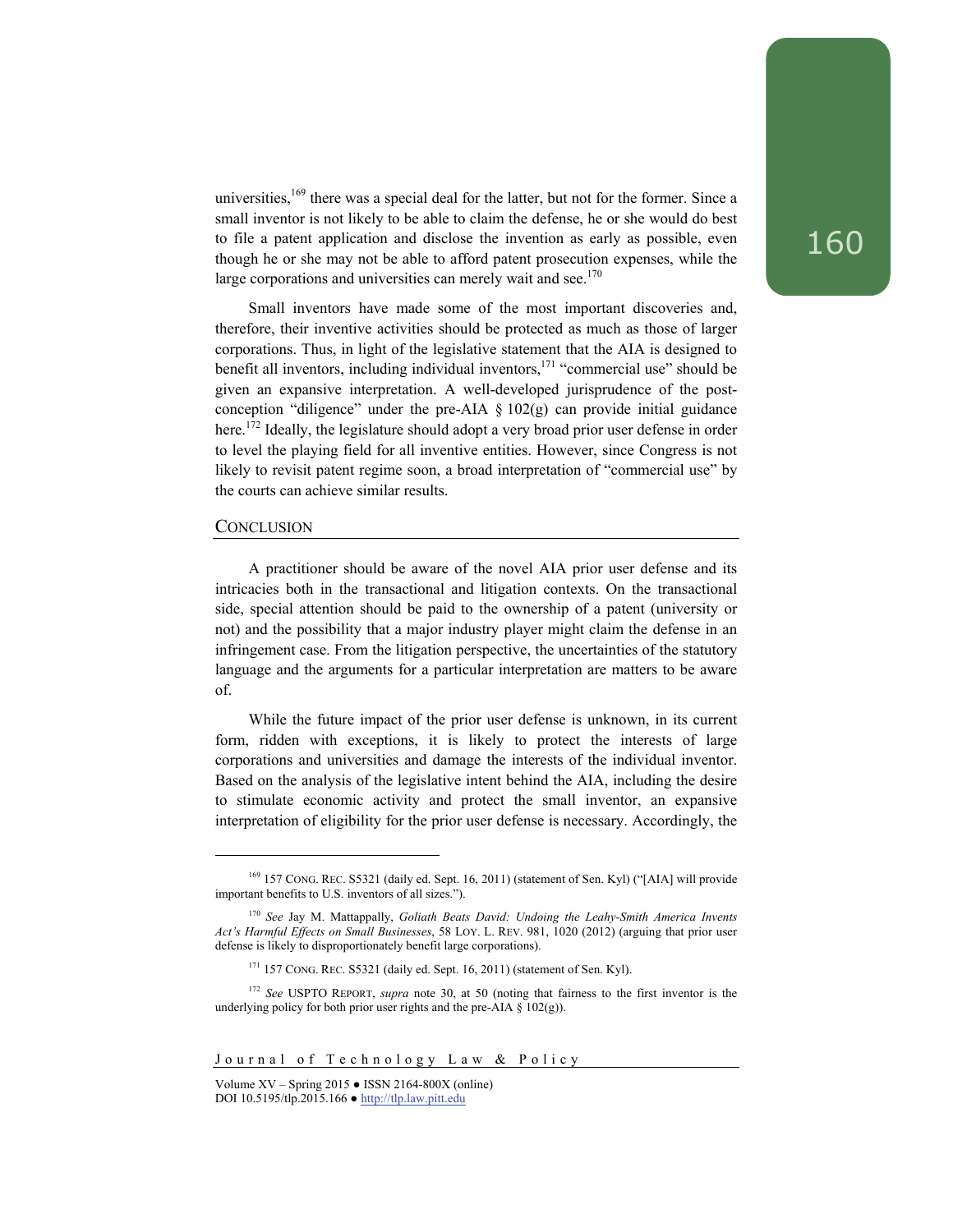universities,[169] there was a special deal for the latter, but not for the former. Since a small inventor is not likely to be able to claim the defense, he or she would do best to file a patent application and disclose the invention as early as possible, even though he or she may not be able to afford patent prosecution expenses, while the large corporations and universities can merely wait and see.[170]

Small inventors have made some of the most important discoveries and, therefore, their inventive activities should be protected as much as those of larger corporations. Thus, in light of the legislative statement that the AIA is designed to benefit all inventors, including individual inventors,[171] "commercial use" should be given an expansive interpretation. A well-developed jurisprudence of the post-conception "diligence" under the pre-AIA § 102(g) can provide initial guidance here.[172] Ideally, the legislature should adopt a very broad prior user defense in order to level the playing field for all inventive entities. However, since Congress is not likely to revisit patent regime soon, a broad interpretation of "commercial use" by the courts can achieve similar results.

## CONCLUSION

A practitioner should be aware of the novel AIA prior user defense and its intricacies both in the transactional and litigation contexts. On the transactional side, special attention should be paid to the ownership of a patent (university or not) and the possibility that a major industry player might claim the defense in an infringement case. From the litigation perspective, the uncertainties of the statutory language and the arguments for a particular interpretation are matters to be aware of.

While the future impact of the prior user defense is unknown, in its current form, ridden with exceptions, it is likely to protect the interests of large corporations and universities and damage the interests of the individual inventor. Based on the analysis of the legislative intent behind the AIA, including the desire to stimulate economic activity and protect the small inventor, an expansive interpretation of eligibility for the prior user defense is necessary. Accordingly, the

---

[169] 157 CONG. REC. S5321 (daily ed. Sept. 16, 2011) (statement of Sen. Kyl) ("[AIA] will provide important benefits to U.S. inventors of all sizes.").

[170] *See* Jay M. Mattappally, *Goliath Beats David: Undoing the Leahy-Smith America Invents Act's Harmful Effects on Small Businesses*, 58 LOY. L. REV. 981, 1020 (2012) (arguing that prior user defense is likely to disproportionately benefit large corporations).

[171] 157 CONG. REC. S5321 (daily ed. Sept. 16, 2011) (statement of Sen. Kyl).

[172] *See* USPTO REPORT, *supra* note 30, at 50 (noting that fairness to the first inventor is the underlying policy for both prior user rights and the pre-AIA § 102(g)).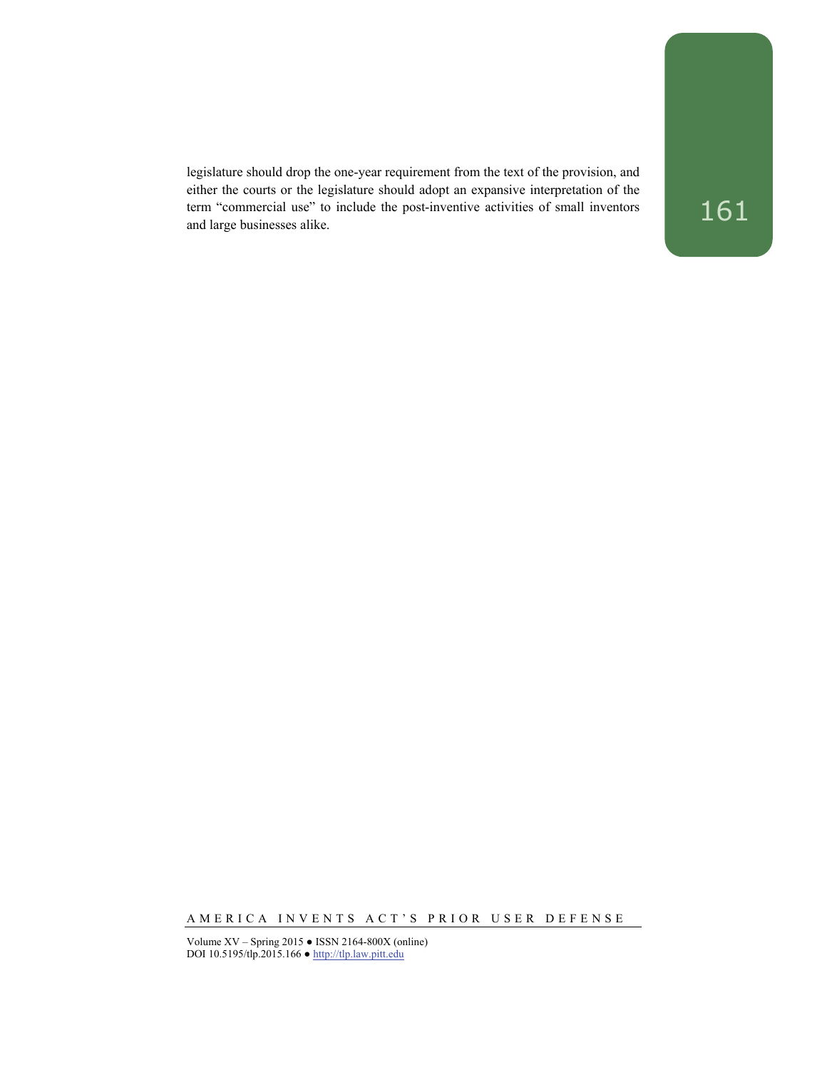legislature should drop the one-year requirement from the text of the provision, and either the courts or the legislature should adopt an expansive interpretation of the term "commercial use" to include the post-inventive activities of small inventors and large businesses alike.